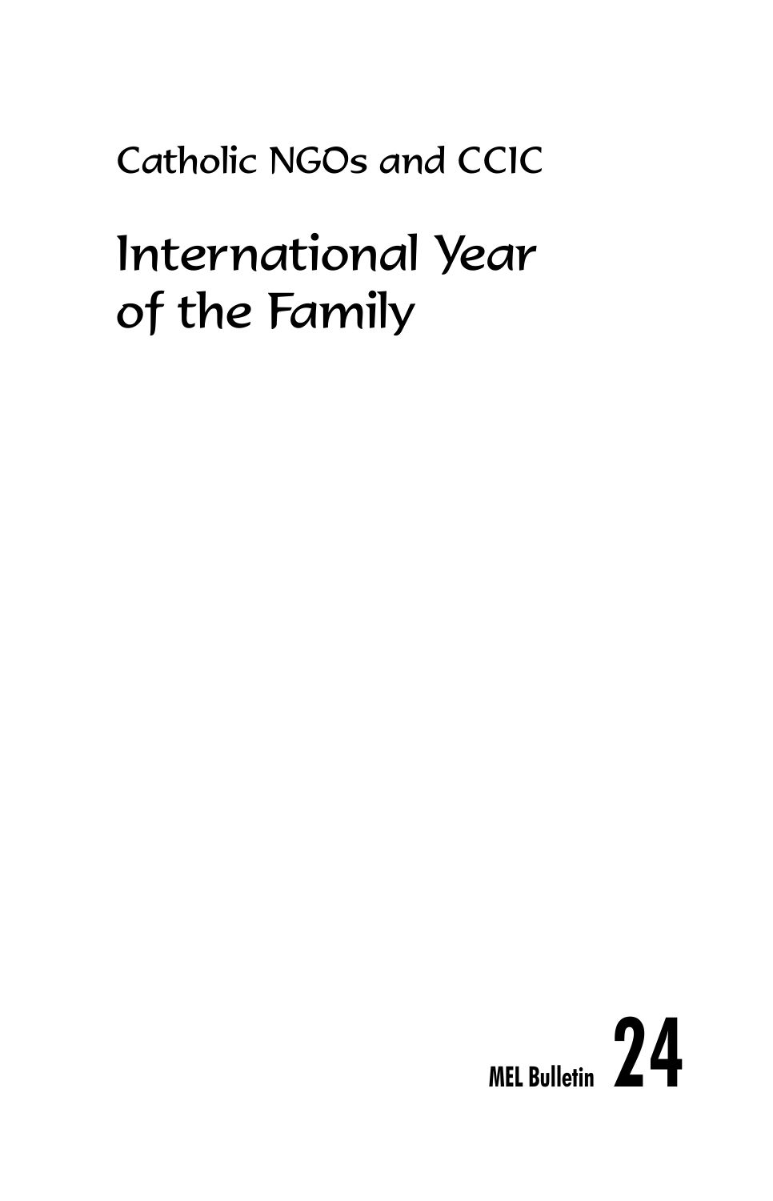Catholic NGOs and CCIC

# International Year of the Family

**MEL Bulletin 24**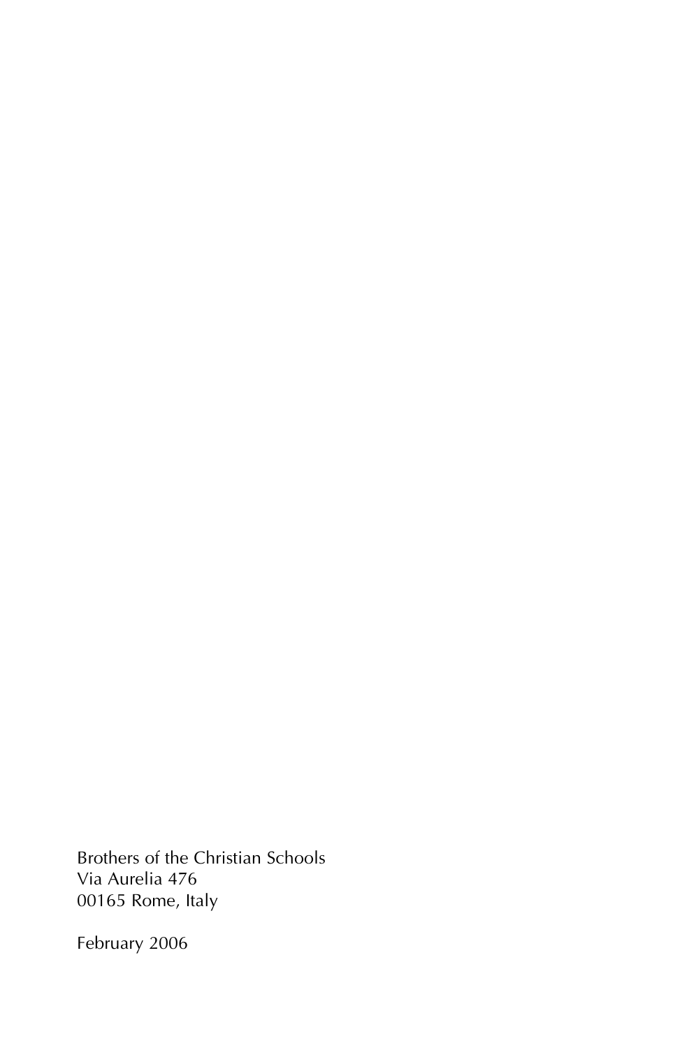Brothers of the Christian Schools
Via Aurelia 476
00165 Rome, Italy

February 2006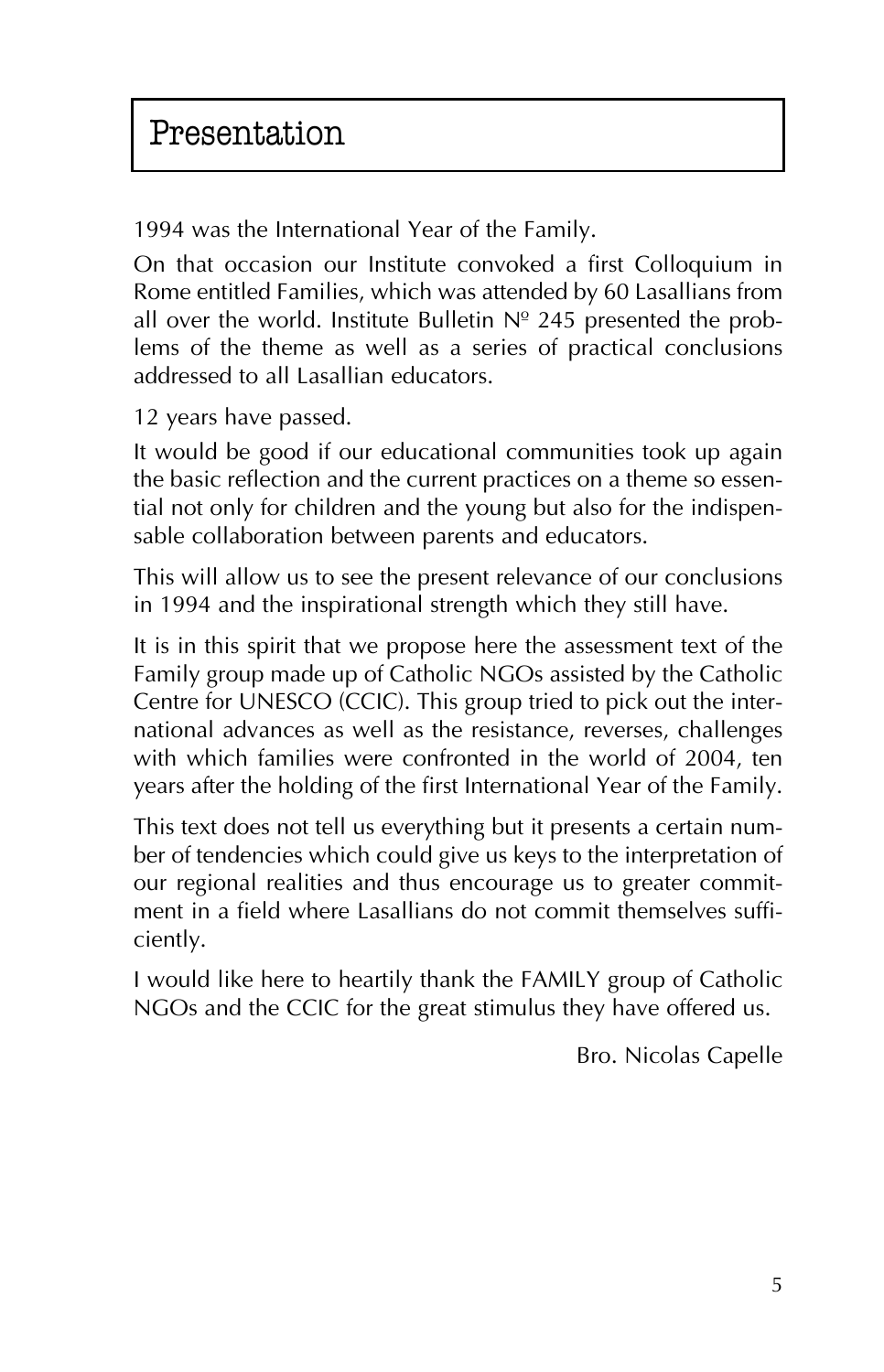# Presentation

1994 was the International Year of the Family.

On that occasion our Institute convoked a first Colloquium in Rome entitled Families, which was attended by 60 Lasallians from all over the world. Institute Bulletin Nº 245 presented the problems of the theme as well as a series of practical conclusions addressed to all Lasallian educators.

12 years have passed.

It would be good if our educational communities took up again the basic reflection and the current practices on a theme so essential not only for children and the young but also for the indispensable collaboration between parents and educators.

This will allow us to see the present relevance of our conclusions in 1994 and the inspirational strength which they still have.

It is in this spirit that we propose here the assessment text of the Family group made up of Catholic NGOs assisted by the Catholic Centre for UNESCO (CCIC). This group tried to pick out the international advances as well as the resistance, reverses, challenges with which families were confronted in the world of 2004, ten years after the holding of the first International Year of the Family.

This text does not tell us everything but it presents a certain number of tendencies which could give us keys to the interpretation of our regional realities and thus encourage us to greater commitment in a field where Lasallians do not commit themselves sufficiently.

I would like here to heartily thank the FAMILY group of Catholic NGOs and the CCIC for the great stimulus they have offered us.

Bro. Nicolas Capelle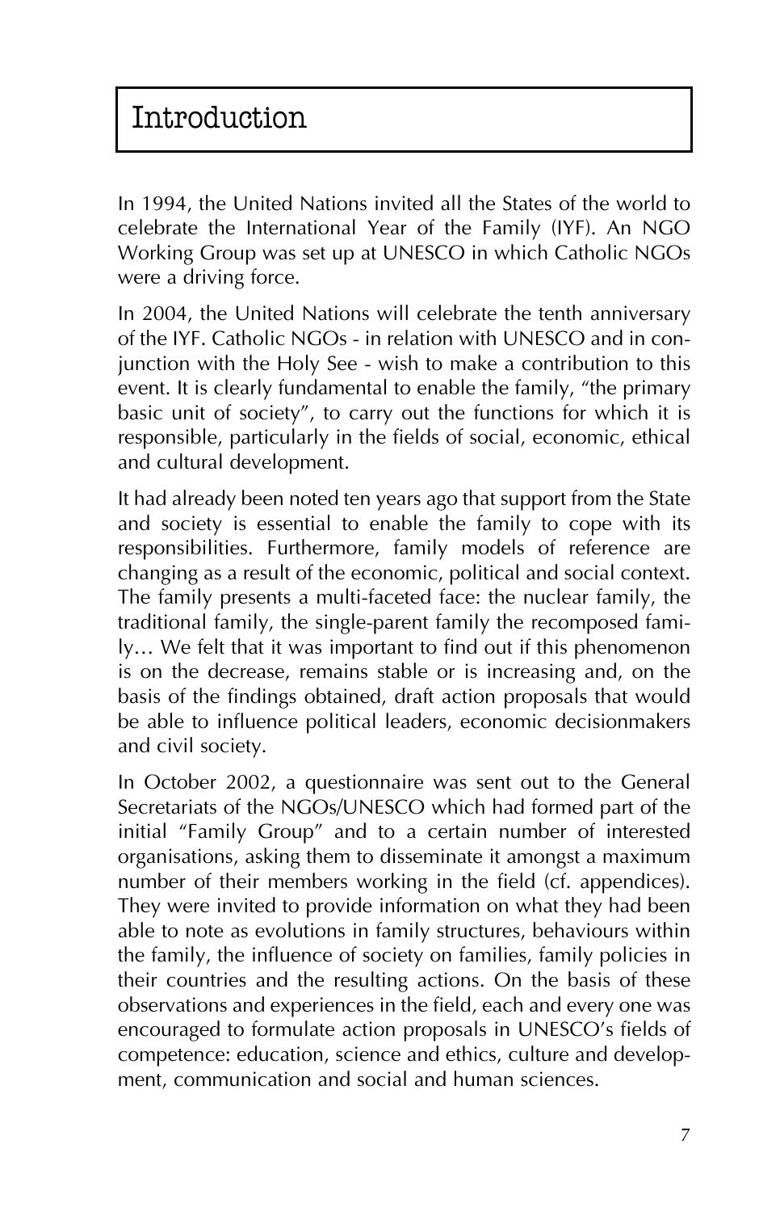# Introduction

In 1994, the United Nations invited all the States of the world to celebrate the International Year of the Family (IYF). An NGO Working Group was set up at UNESCO in which Catholic NGOs were a driving force.

In 2004, the United Nations will celebrate the tenth anniversary of the IYF. Catholic NGOs - in relation with UNESCO and in conjunction with the Holy See - wish to make a contribution to this event. It is clearly fundamental to enable the family, "the primary basic unit of society", to carry out the functions for which it is responsible, particularly in the fields of social, economic, ethical and cultural development.

It had already been noted ten years ago that support from the State and society is essential to enable the family to cope with its responsibilities. Furthermore, family models of reference are changing as a result of the economic, political and social context. The family presents a multi-faceted face: the nuclear family, the traditional family, the single-parent family the recomposed family… We felt that it was important to find out if this phenomenon is on the decrease, remains stable or is increasing and, on the basis of the findings obtained, draft action proposals that would be able to influence political leaders, economic decisionmakers and civil society.

In October 2002, a questionnaire was sent out to the General Secretariats of the NGOs/UNESCO which had formed part of the initial "Family Group" and to a certain number of interested organisations, asking them to disseminate it amongst a maximum number of their members working in the field (cf. appendices). They were invited to provide information on what they had been able to note as evolutions in family structures, behaviours within the family, the influence of society on families, family policies in their countries and the resulting actions. On the basis of these observations and experiences in the field, each and every one was encouraged to formulate action proposals in UNESCO's fields of competence: education, science and ethics, culture and development, communication and social and human sciences.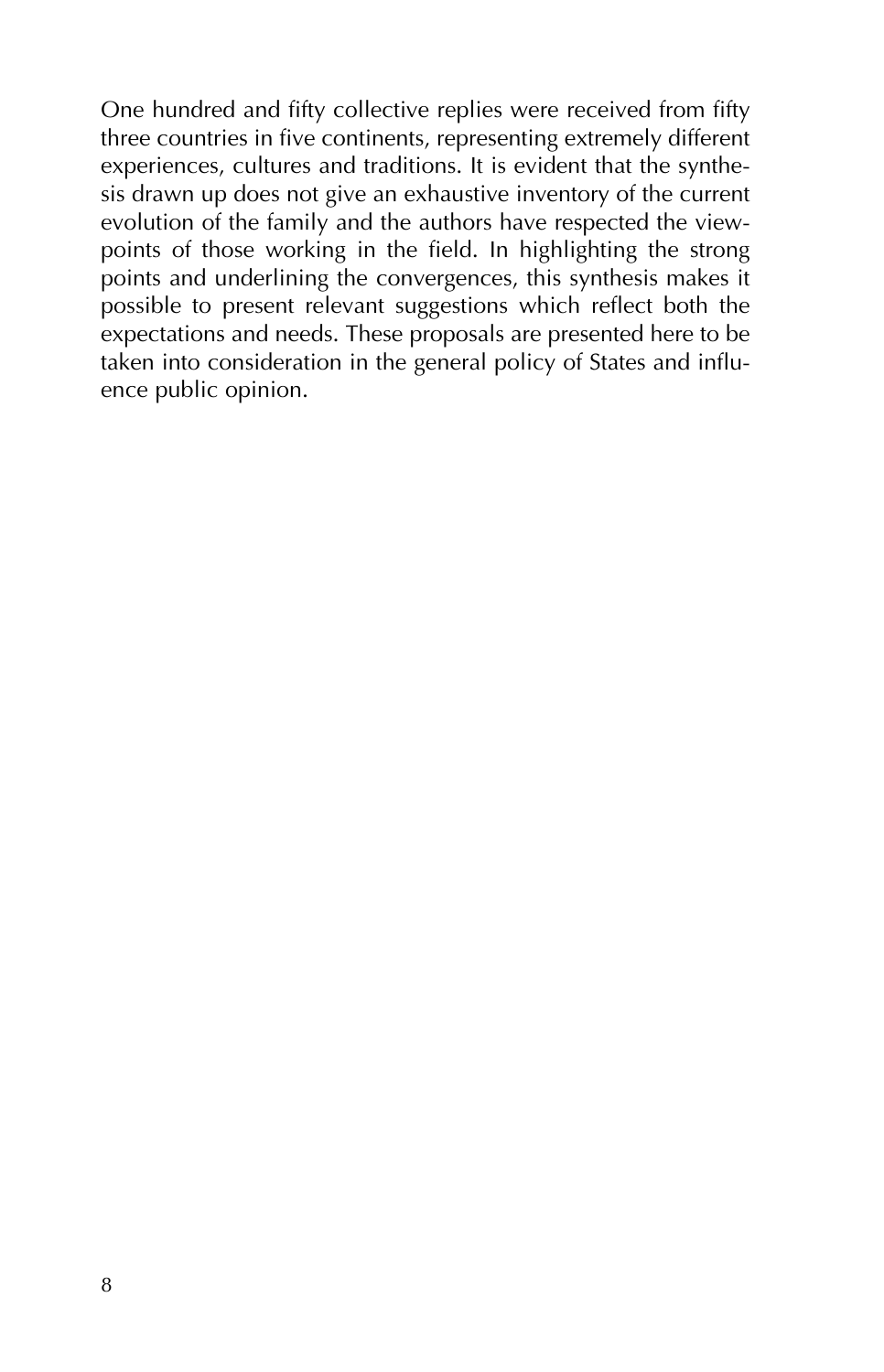One hundred and fifty collective replies were received from fifty three countries in five continents, representing extremely different experiences, cultures and traditions. It is evident that the synthesis drawn up does not give an exhaustive inventory of the current evolution of the family and the authors have respected the viewpoints of those working in the field. In highlighting the strong points and underlining the convergences, this synthesis makes it possible to present relevant suggestions which reflect both the expectations and needs. These proposals are presented here to be taken into consideration in the general policy of States and influence public opinion.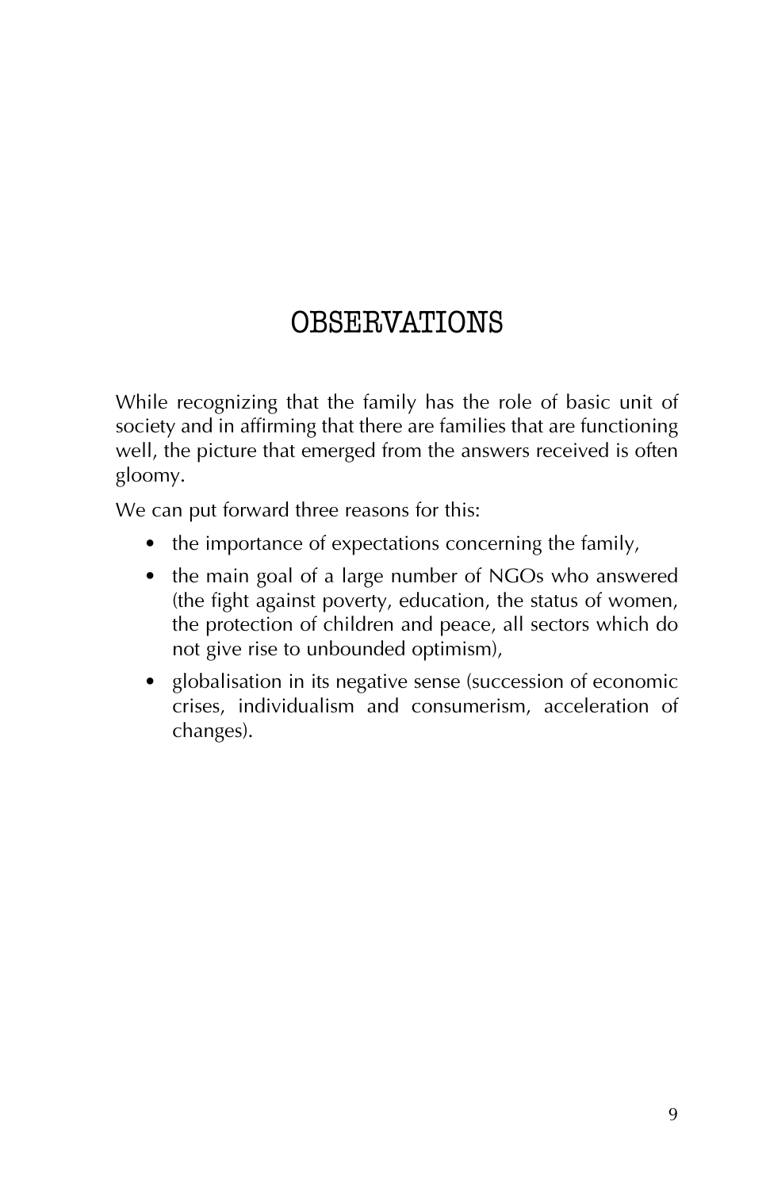# OBSERVATIONS

While recognizing that the family has the role of basic unit of society and in affirming that there are families that are functioning well, the picture that emerged from the answers received is often gloomy.

We can put forward three reasons for this:

- the importance of expectations concerning the family,
- the main goal of a large number of NGOs who answered (the fight against poverty, education, the status of women, the protection of children and peace, all sectors which do not give rise to unbounded optimism),
- globalisation in its negative sense (succession of economic crises, individualism and consumerism, acceleration of changes).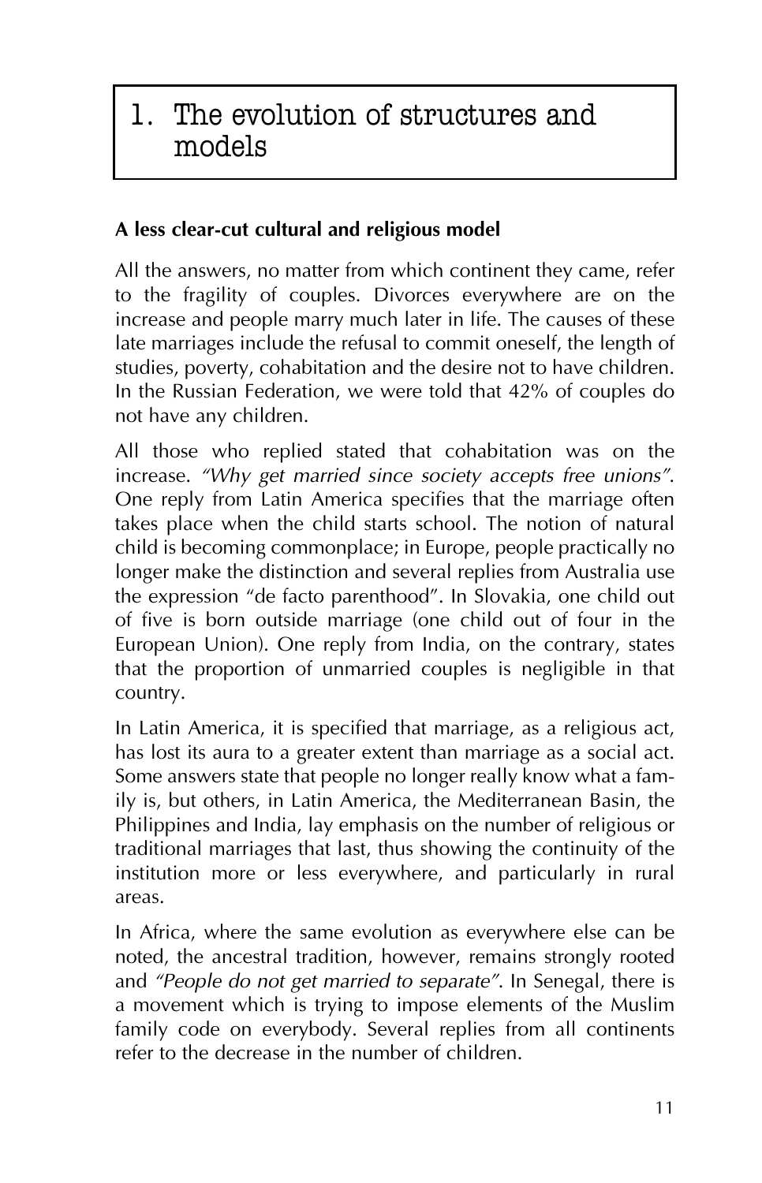# 1. The evolution of structures and models

## A less clear-cut cultural and religious model

All the answers, no matter from which continent they came, refer to the fragility of couples. Divorces everywhere are on the increase and people marry much later in life. The causes of these late marriages include the refusal to commit oneself, the length of studies, poverty, cohabitation and the desire not to have children. In the Russian Federation, we were told that 42% of couples do not have any children.

All those who replied stated that cohabitation was on the increase. *"Why get married since society accepts free unions"*. One reply from Latin America specifies that the marriage often takes place when the child starts school. The notion of natural child is becoming commonplace; in Europe, people practically no longer make the distinction and several replies from Australia use the expression "de facto parenthood". In Slovakia, one child out of five is born outside marriage (one child out of four in the European Union). One reply from India, on the contrary, states that the proportion of unmarried couples is negligible in that country.

In Latin America, it is specified that marriage, as a religious act, has lost its aura to a greater extent than marriage as a social act. Some answers state that people no longer really know what a family is, but others, in Latin America, the Mediterranean Basin, the Philippines and India, lay emphasis on the number of religious or traditional marriages that last, thus showing the continuity of the institution more or less everywhere, and particularly in rural areas.

In Africa, where the same evolution as everywhere else can be noted, the ancestral tradition, however, remains strongly rooted and *"People do not get married to separate"*. In Senegal, there is a movement which is trying to impose elements of the Muslim family code on everybody. Several replies from all continents refer to the decrease in the number of children.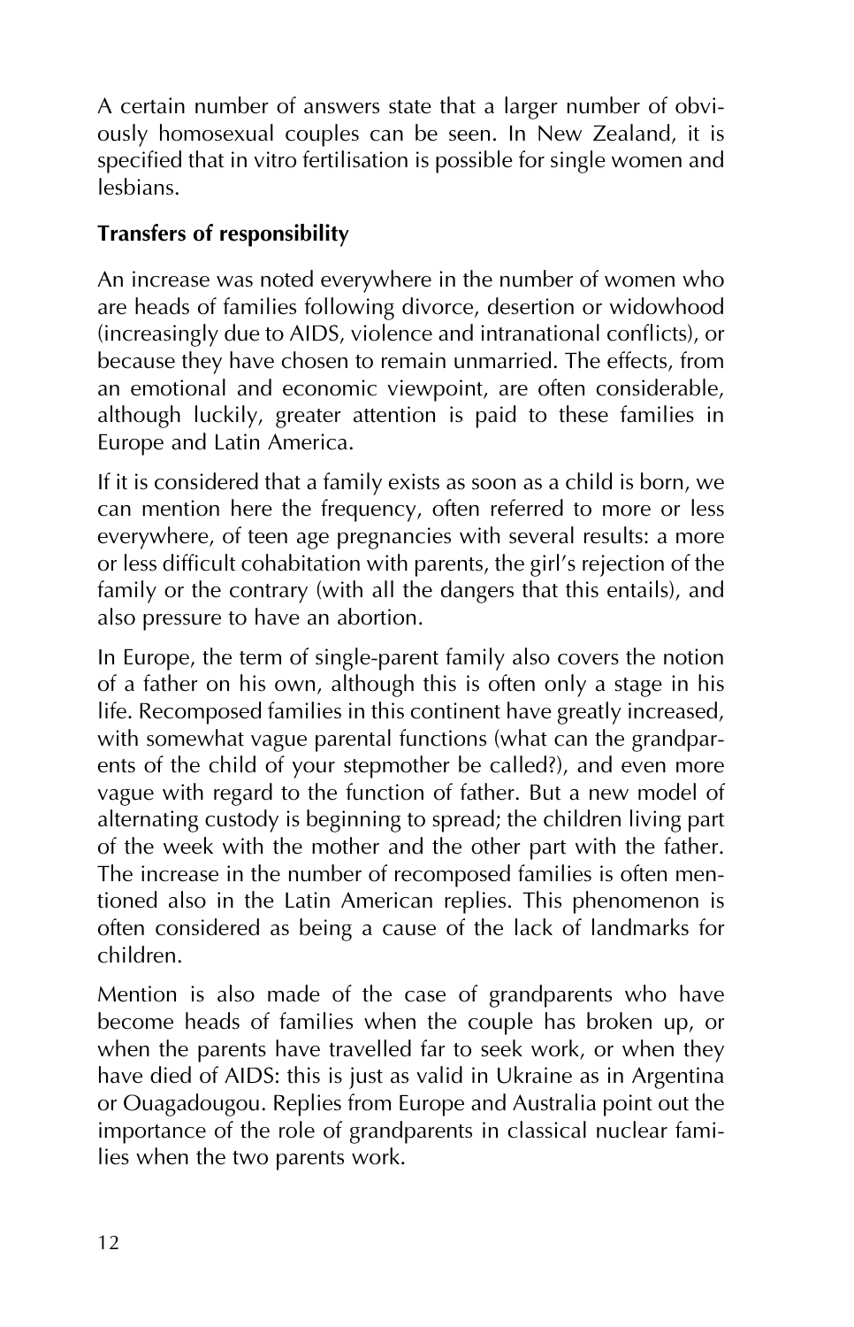A certain number of answers state that a larger number of obviously homosexual couples can be seen. In New Zealand, it is specified that in vitro fertilisation is possible for single women and lesbians.

**Transfers of responsibility**

An increase was noted everywhere in the number of women who are heads of families following divorce, desertion or widowhood (increasingly due to AIDS, violence and intranational conflicts), or because they have chosen to remain unmarried. The effects, from an emotional and economic viewpoint, are often considerable, although luckily, greater attention is paid to these families in Europe and Latin America.

If it is considered that a family exists as soon as a child is born, we can mention here the frequency, often referred to more or less everywhere, of teen age pregnancies with several results: a more or less difficult cohabitation with parents, the girl's rejection of the family or the contrary (with all the dangers that this entails), and also pressure to have an abortion.

In Europe, the term of single-parent family also covers the notion of a father on his own, although this is often only a stage in his life. Recomposed families in this continent have greatly increased, with somewhat vague parental functions (what can the grandparents of the child of your stepmother be called?), and even more vague with regard to the function of father. But a new model of alternating custody is beginning to spread; the children living part of the week with the mother and the other part with the father. The increase in the number of recomposed families is often mentioned also in the Latin American replies. This phenomenon is often considered as being a cause of the lack of landmarks for children.

Mention is also made of the case of grandparents who have become heads of families when the couple has broken up, or when the parents have travelled far to seek work, or when they have died of AIDS: this is just as valid in Ukraine as in Argentina or Ouagadougou. Replies from Europe and Australia point out the importance of the role of grandparents in classical nuclear families when the two parents work.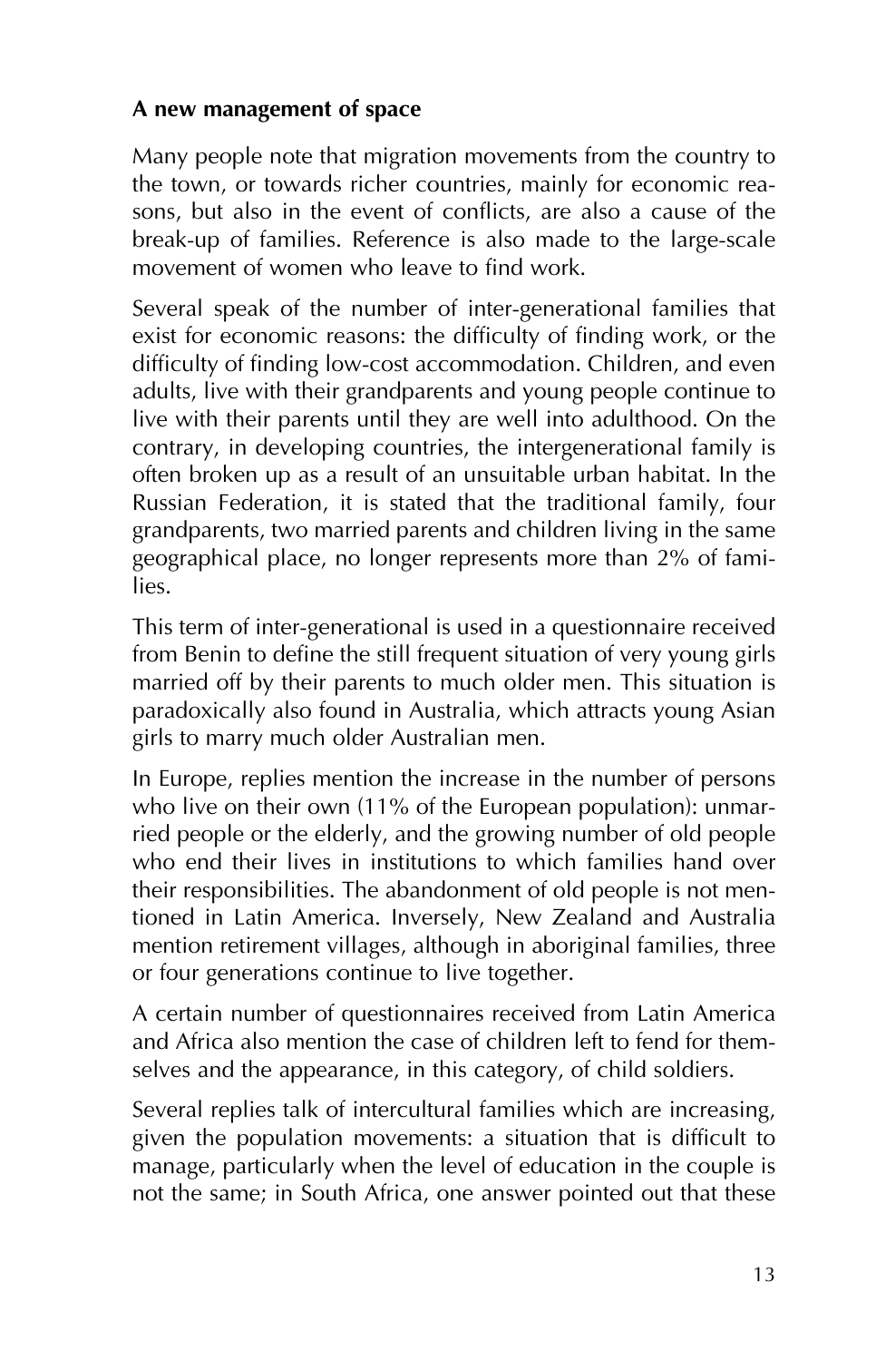**A new management of space**

Many people note that migration movements from the country to the town, or towards richer countries, mainly for economic reasons, but also in the event of conflicts, are also a cause of the break-up of families. Reference is also made to the large-scale movement of women who leave to find work.

Several speak of the number of inter-generational families that exist for economic reasons: the difficulty of finding work, or the difficulty of finding low-cost accommodation. Children, and even adults, live with their grandparents and young people continue to live with their parents until they are well into adulthood. On the contrary, in developing countries, the intergenerational family is often broken up as a result of an unsuitable urban habitat. In the Russian Federation, it is stated that the traditional family, four grandparents, two married parents and children living in the same geographical place, no longer represents more than 2% of families.

This term of inter-generational is used in a questionnaire received from Benin to define the still frequent situation of very young girls married off by their parents to much older men. This situation is paradoxically also found in Australia, which attracts young Asian girls to marry much older Australian men.

In Europe, replies mention the increase in the number of persons who live on their own (11% of the European population): unmarried people or the elderly, and the growing number of old people who end their lives in institutions to which families hand over their responsibilities. The abandonment of old people is not mentioned in Latin America. Inversely, New Zealand and Australia mention retirement villages, although in aboriginal families, three or four generations continue to live together.

A certain number of questionnaires received from Latin America and Africa also mention the case of children left to fend for themselves and the appearance, in this category, of child soldiers.

Several replies talk of intercultural families which are increasing, given the population movements: a situation that is difficult to manage, particularly when the level of education in the couple is not the same; in South Africa, one answer pointed out that these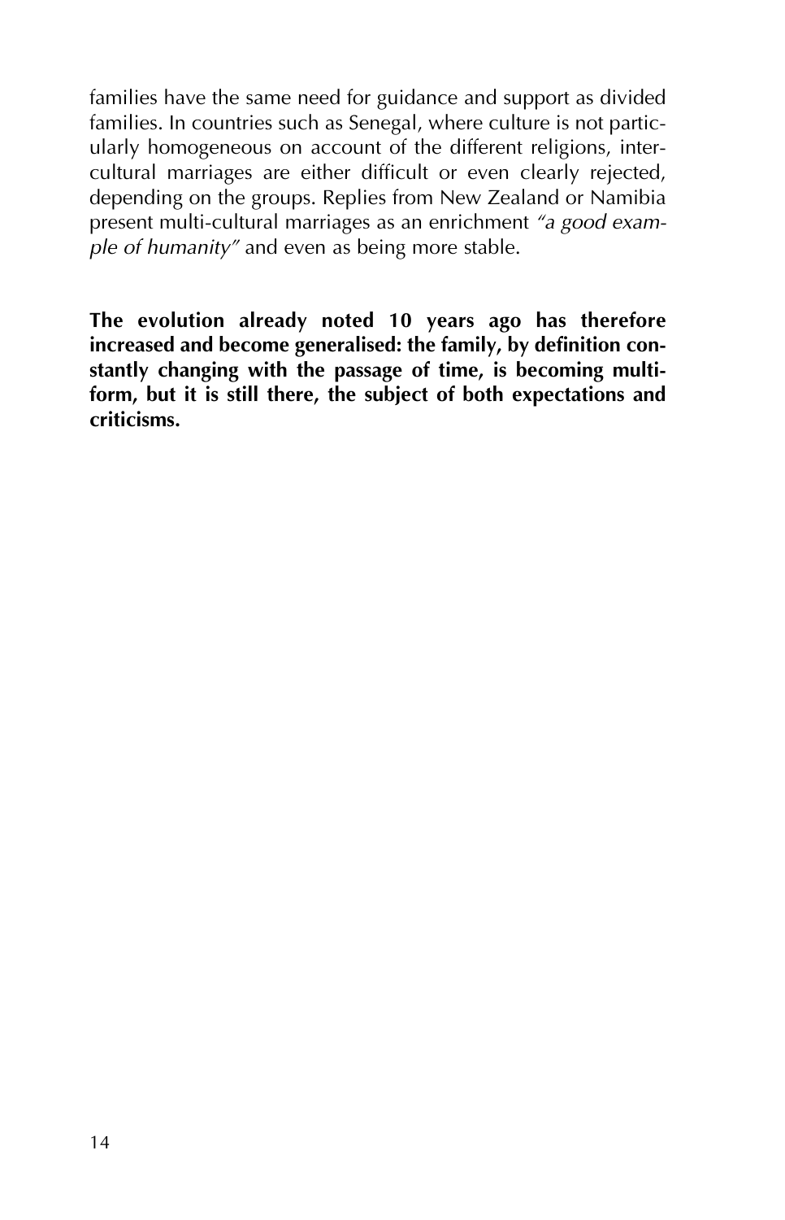families have the same need for guidance and support as divided families. In countries such as Senegal, where culture is not particularly homogeneous on account of the different religions, intercultural marriages are either difficult or even clearly rejected, depending on the groups. Replies from New Zealand or Namibia present multi-cultural marriages as an enrichment *"a good example of humanity"* and even as being more stable.

**The evolution already noted 10 years ago has therefore increased and become generalised: the family, by definition constantly changing with the passage of time, is becoming multiform, but it is still there, the subject of both expectations and criticisms.**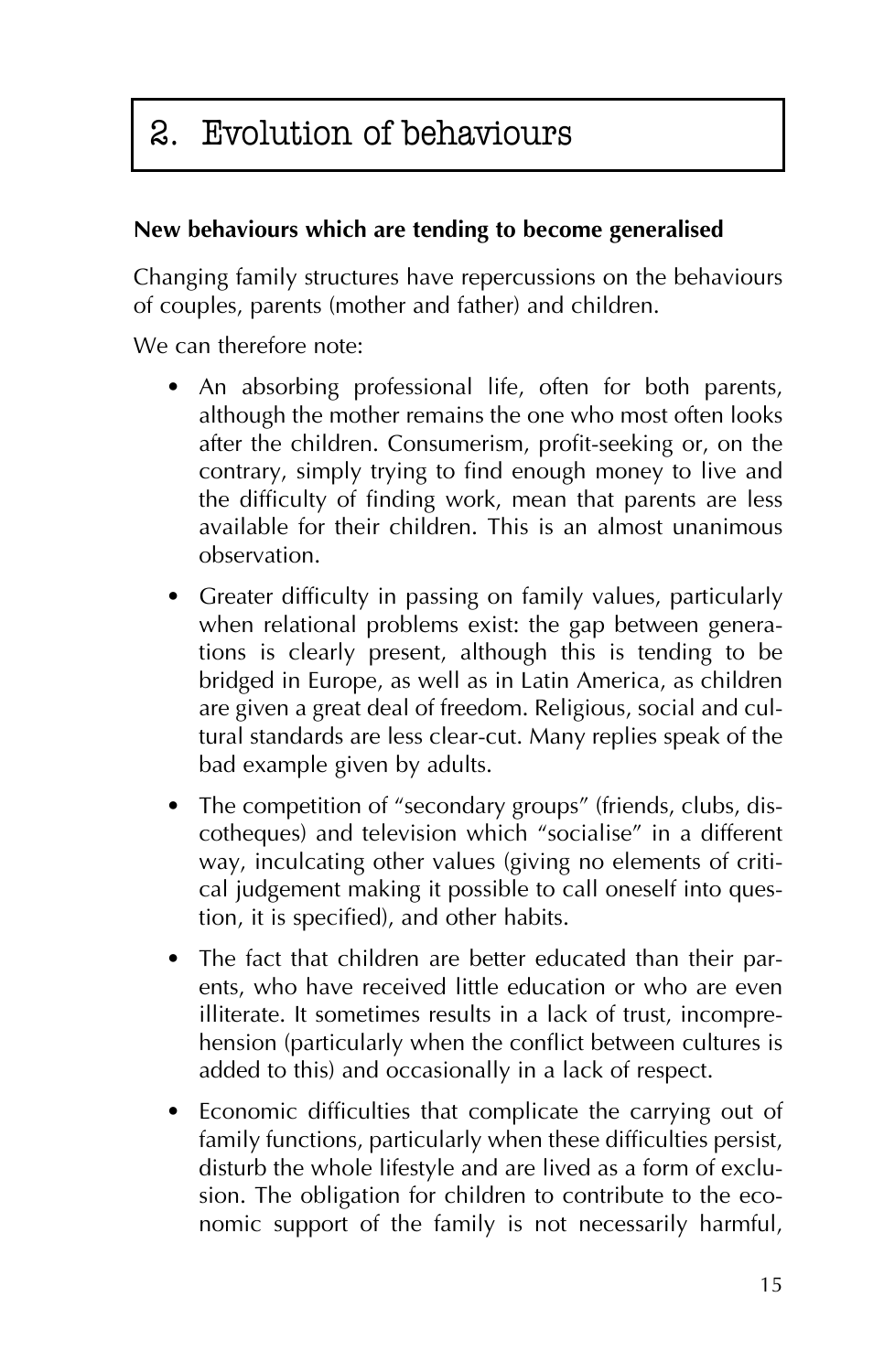# 2. Evolution of behaviours

**New behaviours which are tending to become generalised**

Changing family structures have repercussions on the behaviours of couples, parents (mother and father) and children.

We can therefore note:

- An absorbing professional life, often for both parents, although the mother remains the one who most often looks after the children. Consumerism, profit-seeking or, on the contrary, simply trying to find enough money to live and the difficulty of finding work, mean that parents are less available for their children. This is an almost unanimous observation.
- Greater difficulty in passing on family values, particularly when relational problems exist: the gap between generations is clearly present, although this is tending to be bridged in Europe, as well as in Latin America, as children are given a great deal of freedom. Religious, social and cultural standards are less clear-cut. Many replies speak of the bad example given by adults.
- The competition of "secondary groups" (friends, clubs, discotheques) and television which "socialise" in a different way, inculcating other values (giving no elements of critical judgement making it possible to call oneself into question, it is specified), and other habits.
- The fact that children are better educated than their parents, who have received little education or who are even illiterate. It sometimes results in a lack of trust, incomprehension (particularly when the conflict between cultures is added to this) and occasionally in a lack of respect.
- Economic difficulties that complicate the carrying out of family functions, particularly when these difficulties persist, disturb the whole lifestyle and are lived as a form of exclusion. The obligation for children to contribute to the economic support of the family is not necessarily harmful,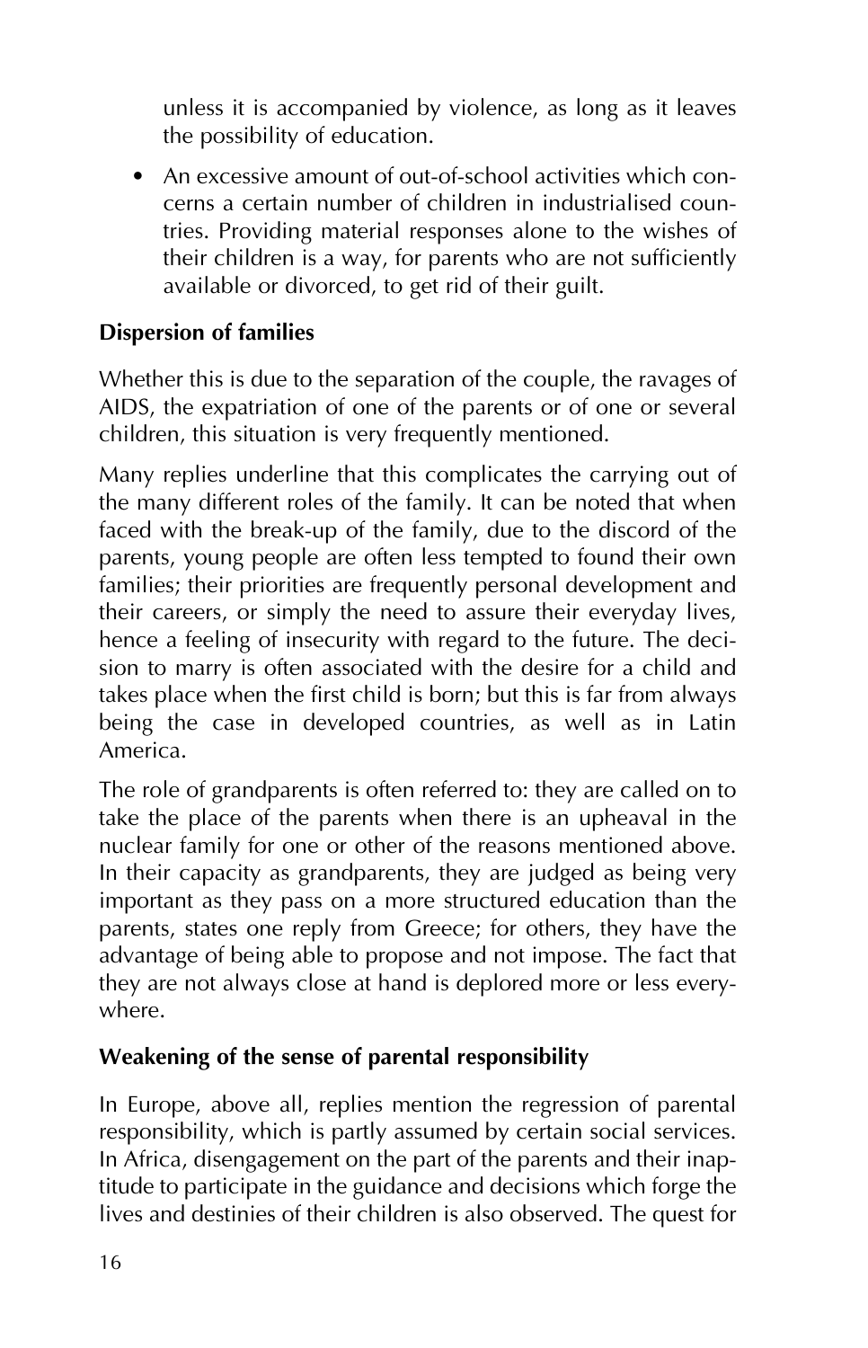unless it is accompanied by violence, as long as it leaves the possibility of education.

- An excessive amount of out-of-school activities which concerns a certain number of children in industrialised countries. Providing material responses alone to the wishes of their children is a way, for parents who are not sufficiently available or divorced, to get rid of their guilt.

**Dispersion of families**

Whether this is due to the separation of the couple, the ravages of AIDS, the expatriation of one of the parents or of one or several children, this situation is very frequently mentioned.

Many replies underline that this complicates the carrying out of the many different roles of the family. It can be noted that when faced with the break-up of the family, due to the discord of the parents, young people are often less tempted to found their own families; their priorities are frequently personal development and their careers, or simply the need to assure their everyday lives, hence a feeling of insecurity with regard to the future. The decision to marry is often associated with the desire for a child and takes place when the first child is born; but this is far from always being the case in developed countries, as well as in Latin America.

The role of grandparents is often referred to: they are called on to take the place of the parents when there is an upheaval in the nuclear family for one or other of the reasons mentioned above. In their capacity as grandparents, they are judged as being very important as they pass on a more structured education than the parents, states one reply from Greece; for others, they have the advantage of being able to propose and not impose. The fact that they are not always close at hand is deplored more or less everywhere.

**Weakening of the sense of parental responsibility**

In Europe, above all, replies mention the regression of parental responsibility, which is partly assumed by certain social services. In Africa, disengagement on the part of the parents and their inaptitude to participate in the guidance and decisions which forge the lives and destinies of their children is also observed. The quest for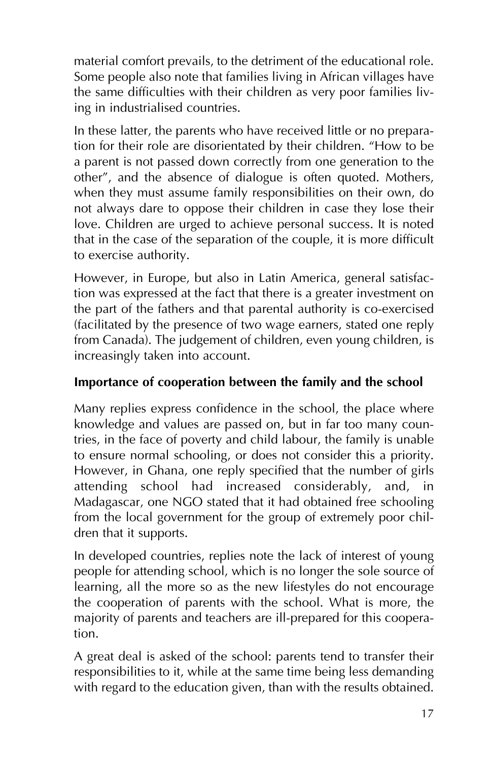material comfort prevails, to the detriment of the educational role. Some people also note that families living in African villages have the same difficulties with their children as very poor families living in industrialised countries.

In these latter, the parents who have received little or no preparation for their role are disorientated by their children. "How to be a parent is not passed down correctly from one generation to the other", and the absence of dialogue is often quoted. Mothers, when they must assume family responsibilities on their own, do not always dare to oppose their children in case they lose their love. Children are urged to achieve personal success. It is noted that in the case of the separation of the couple, it is more difficult to exercise authority.

However, in Europe, but also in Latin America, general satisfaction was expressed at the fact that there is a greater investment on the part of the fathers and that parental authority is co-exercised (facilitated by the presence of two wage earners, stated one reply from Canada). The judgement of children, even young children, is increasingly taken into account.

### Importance of cooperation between the family and the school

Many replies express confidence in the school, the place where knowledge and values are passed on, but in far too many countries, in the face of poverty and child labour, the family is unable to ensure normal schooling, or does not consider this a priority. However, in Ghana, one reply specified that the number of girls attending school had increased considerably, and, in Madagascar, one NGO stated that it had obtained free schooling from the local government for the group of extremely poor children that it supports.

In developed countries, replies note the lack of interest of young people for attending school, which is no longer the sole source of learning, all the more so as the new lifestyles do not encourage the cooperation of parents with the school. What is more, the majority of parents and teachers are ill-prepared for this cooperation.

A great deal is asked of the school: parents tend to transfer their responsibilities to it, while at the same time being less demanding with regard to the education given, than with the results obtained.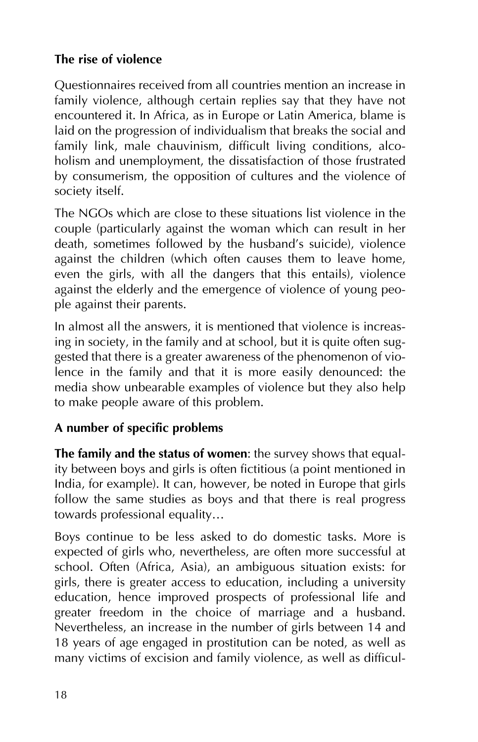**The rise of violence**

Questionnaires received from all countries mention an increase in family violence, although certain replies say that they have not encountered it. In Africa, as in Europe or Latin America, blame is laid on the progression of individualism that breaks the social and family link, male chauvinism, difficult living conditions, alcoholism and unemployment, the dissatisfaction of those frustrated by consumerism, the opposition of cultures and the violence of society itself.

The NGOs which are close to these situations list violence in the couple (particularly against the woman which can result in her death, sometimes followed by the husband's suicide), violence against the children (which often causes them to leave home, even the girls, with all the dangers that this entails), violence against the elderly and the emergence of violence of young people against their parents.

In almost all the answers, it is mentioned that violence is increasing in society, in the family and at school, but it is quite often suggested that there is a greater awareness of the phenomenon of violence in the family and that it is more easily denounced: the media show unbearable examples of violence but they also help to make people aware of this problem.

**A number of specific problems**

**The family and the status of women**: the survey shows that equality between boys and girls is often fictitious (a point mentioned in India, for example). It can, however, be noted in Europe that girls follow the same studies as boys and that there is real progress towards professional equality…

Boys continue to be less asked to do domestic tasks. More is expected of girls who, nevertheless, are often more successful at school. Often (Africa, Asia), an ambiguous situation exists: for girls, there is greater access to education, including a university education, hence improved prospects of professional life and greater freedom in the choice of marriage and a husband. Nevertheless, an increase in the number of girls between 14 and 18 years of age engaged in prostitution can be noted, as well as many victims of excision and family violence, as well as difficul-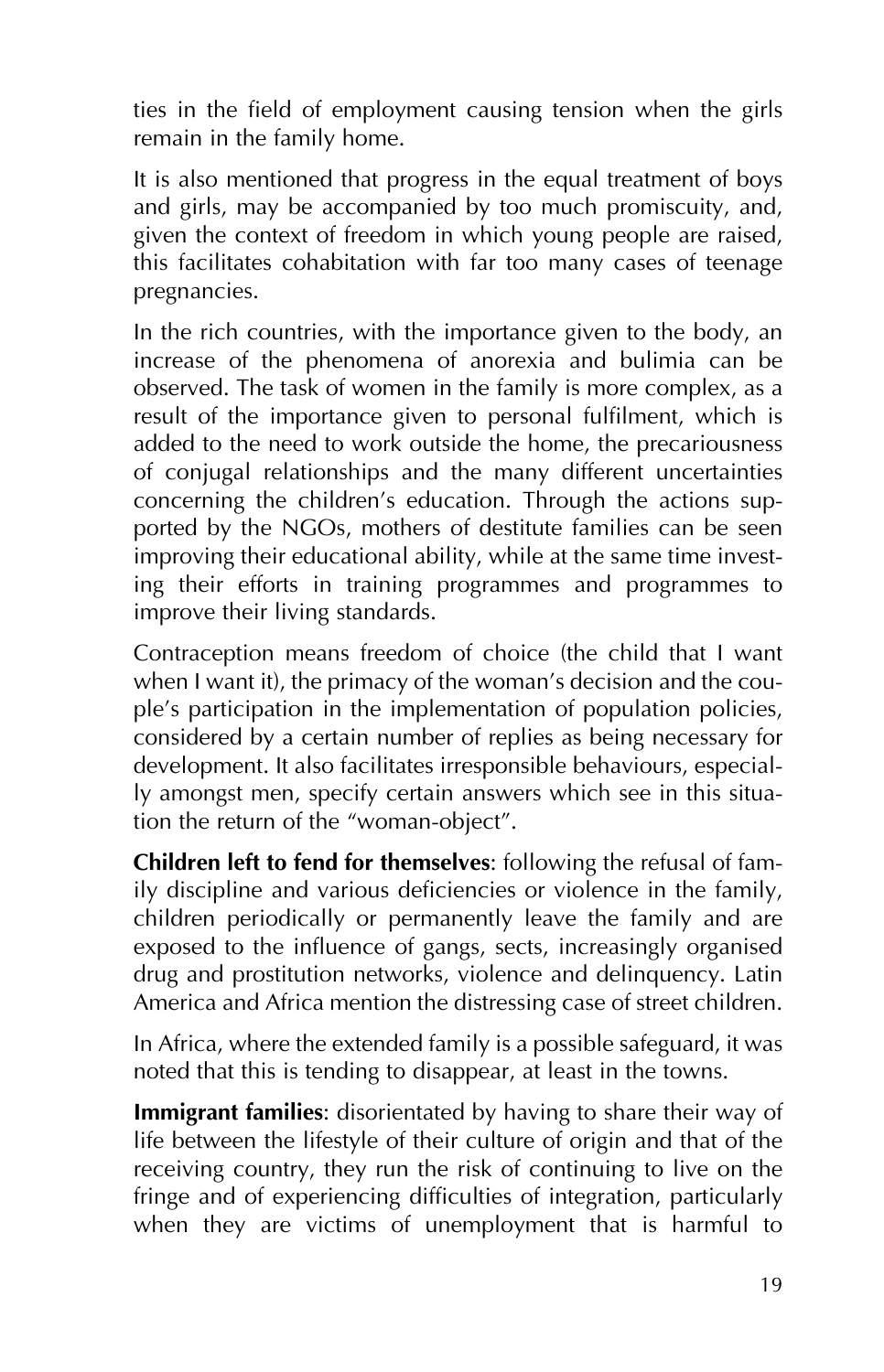ties in the field of employment causing tension when the girls remain in the family home.

It is also mentioned that progress in the equal treatment of boys and girls, may be accompanied by too much promiscuity, and, given the context of freedom in which young people are raised, this facilitates cohabitation with far too many cases of teenage pregnancies.

In the rich countries, with the importance given to the body, an increase of the phenomena of anorexia and bulimia can be observed. The task of women in the family is more complex, as a result of the importance given to personal fulfilment, which is added to the need to work outside the home, the precariousness of conjugal relationships and the many different uncertainties concerning the children's education. Through the actions supported by the NGOs, mothers of destitute families can be seen improving their educational ability, while at the same time investing their efforts in training programmes and programmes to improve their living standards.

Contraception means freedom of choice (the child that I want when I want it), the primacy of the woman's decision and the couple's participation in the implementation of population policies, considered by a certain number of replies as being necessary for development. It also facilitates irresponsible behaviours, especially amongst men, specify certain answers which see in this situation the return of the "woman-object".

**Children left to fend for themselves**: following the refusal of family discipline and various deficiencies or violence in the family, children periodically or permanently leave the family and are exposed to the influence of gangs, sects, increasingly organised drug and prostitution networks, violence and delinquency. Latin America and Africa mention the distressing case of street children.

In Africa, where the extended family is a possible safeguard, it was noted that this is tending to disappear, at least in the towns.

**Immigrant families**: disorientated by having to share their way of life between the lifestyle of their culture of origin and that of the receiving country, they run the risk of continuing to live on the fringe and of experiencing difficulties of integration, particularly when they are victims of unemployment that is harmful to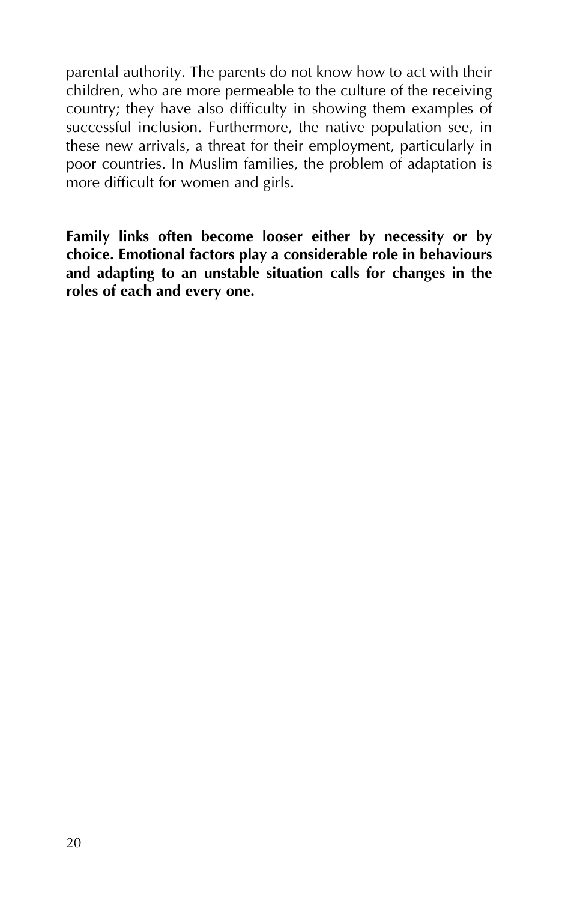parental authority. The parents do not know how to act with their children, who are more permeable to the culture of the receiving country; they have also difficulty in showing them examples of successful inclusion. Furthermore, the native population see, in these new arrivals, a threat for their employment, particularly in poor countries. In Muslim families, the problem of adaptation is more difficult for women and girls.

**Family links often become looser either by necessity or by choice. Emotional factors play a considerable role in behaviours and adapting to an unstable situation calls for changes in the roles of each and every one.**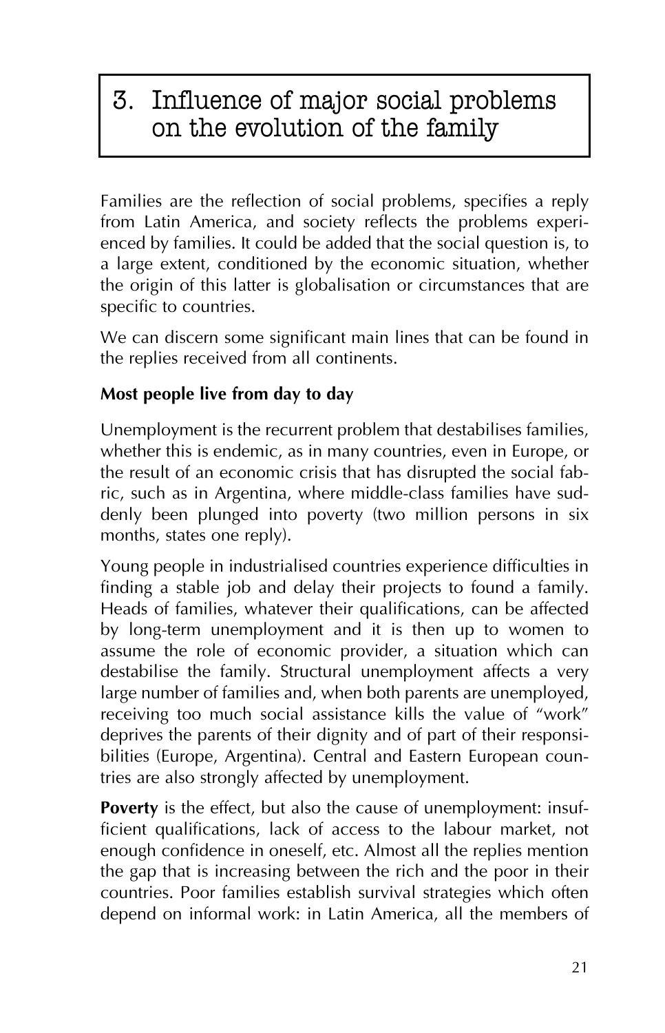# 3. Influence of major social problems on the evolution of the family

Families are the reflection of social problems, specifies a reply from Latin America, and society reflects the problems experienced by families. It could be added that the social question is, to a large extent, conditioned by the economic situation, whether the origin of this latter is globalisation or circumstances that are specific to countries.

We can discern some significant main lines that can be found in the replies received from all continents.

**Most people live from day to day**

Unemployment is the recurrent problem that destabilises families, whether this is endemic, as in many countries, even in Europe, or the result of an economic crisis that has disrupted the social fabric, such as in Argentina, where middle-class families have suddenly been plunged into poverty (two million persons in six months, states one reply).

Young people in industrialised countries experience difficulties in finding a stable job and delay their projects to found a family. Heads of families, whatever their qualifications, can be affected by long-term unemployment and it is then up to women to assume the role of economic provider, a situation which can destabilise the family. Structural unemployment affects a very large number of families and, when both parents are unemployed, receiving too much social assistance kills the value of "work" deprives the parents of their dignity and of part of their responsibilities (Europe, Argentina). Central and Eastern European countries are also strongly affected by unemployment.

**Poverty** is the effect, but also the cause of unemployment: insufficient qualifications, lack of access to the labour market, not enough confidence in oneself, etc. Almost all the replies mention the gap that is increasing between the rich and the poor in their countries. Poor families establish survival strategies which often depend on informal work: in Latin America, all the members of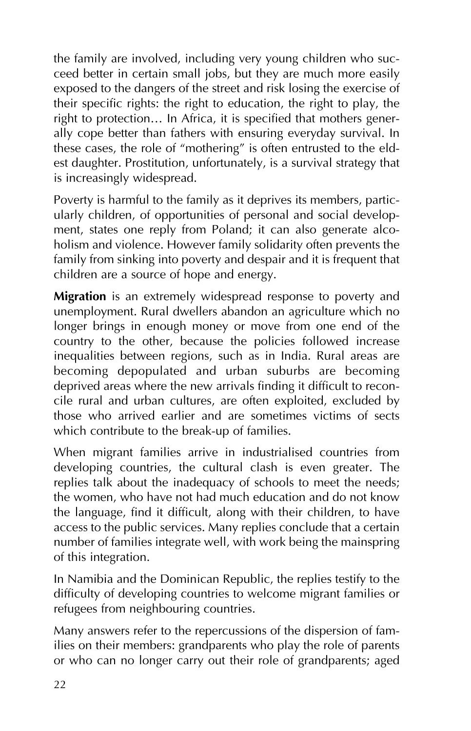the family are involved, including very young children who succeed better in certain small jobs, but they are much more easily exposed to the dangers of the street and risk losing the exercise of their specific rights: the right to education, the right to play, the right to protection… In Africa, it is specified that mothers generally cope better than fathers with ensuring everyday survival. In these cases, the role of "mothering" is often entrusted to the eldest daughter. Prostitution, unfortunately, is a survival strategy that is increasingly widespread.

Poverty is harmful to the family as it deprives its members, particularly children, of opportunities of personal and social development, states one reply from Poland; it can also generate alcoholism and violence. However family solidarity often prevents the family from sinking into poverty and despair and it is frequent that children are a source of hope and energy.

**Migration** is an extremely widespread response to poverty and unemployment. Rural dwellers abandon an agriculture which no longer brings in enough money or move from one end of the country to the other, because the policies followed increase inequalities between regions, such as in India. Rural areas are becoming depopulated and urban suburbs are becoming deprived areas where the new arrivals finding it difficult to reconcile rural and urban cultures, are often exploited, excluded by those who arrived earlier and are sometimes victims of sects which contribute to the break-up of families.

When migrant families arrive in industrialised countries from developing countries, the cultural clash is even greater. The replies talk about the inadequacy of schools to meet the needs; the women, who have not had much education and do not know the language, find it difficult, along with their children, to have access to the public services. Many replies conclude that a certain number of families integrate well, with work being the mainspring of this integration.

In Namibia and the Dominican Republic, the replies testify to the difficulty of developing countries to welcome migrant families or refugees from neighbouring countries.

Many answers refer to the repercussions of the dispersion of families on their members: grandparents who play the role of parents or who can no longer carry out their role of grandparents; aged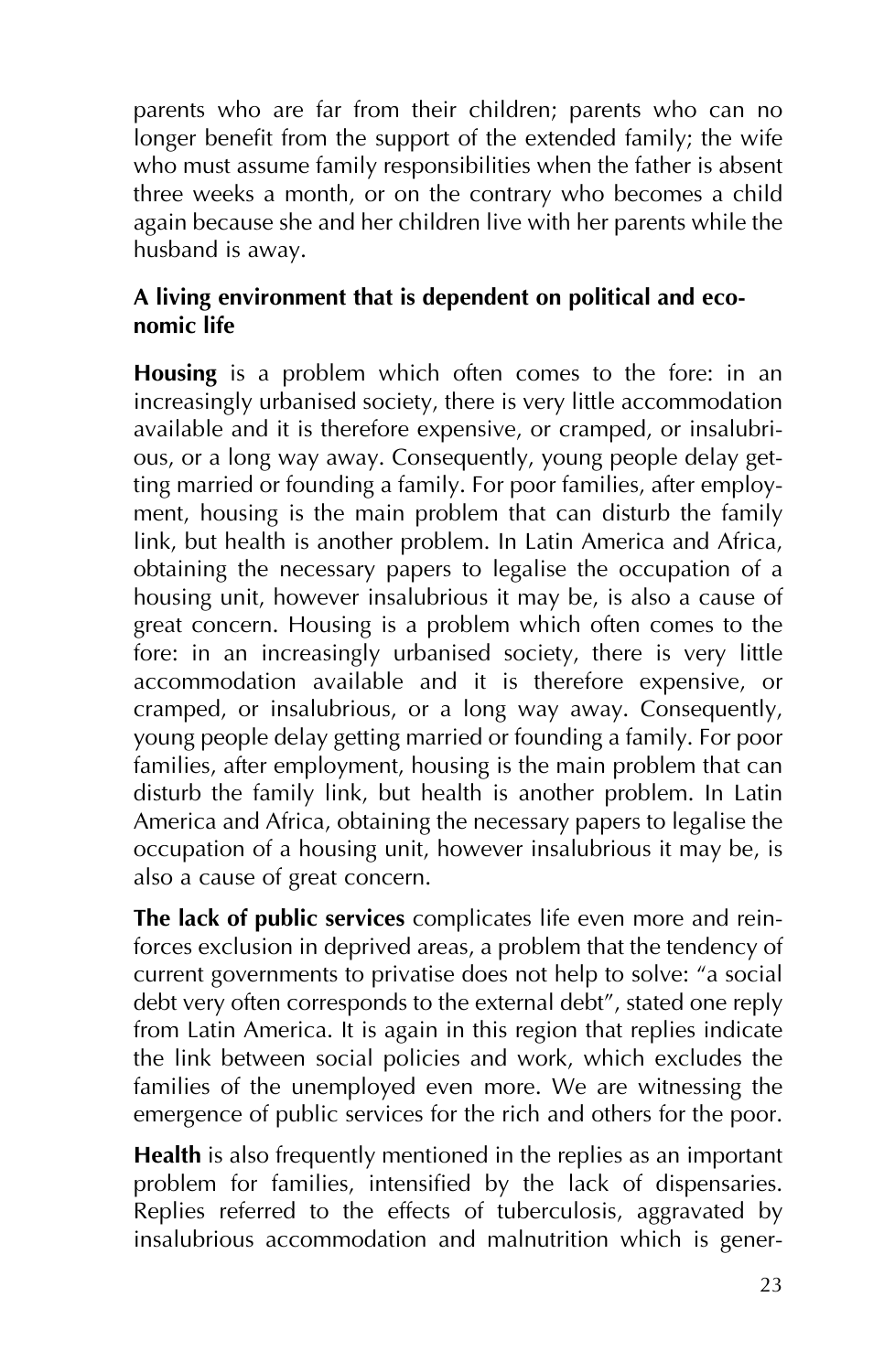parents who are far from their children; parents who can no longer benefit from the support of the extended family; the wife who must assume family responsibilities when the father is absent three weeks a month, or on the contrary who becomes a child again because she and her children live with her parents while the husband is away.

### A living environment that is dependent on political and economic life

**Housing** is a problem which often comes to the fore: in an increasingly urbanised society, there is very little accommodation available and it is therefore expensive, or cramped, or insalubrious, or a long way away. Consequently, young people delay getting married or founding a family. For poor families, after employment, housing is the main problem that can disturb the family link, but health is another problem. In Latin America and Africa, obtaining the necessary papers to legalise the occupation of a housing unit, however insalubrious it may be, is also a cause of great concern. Housing is a problem which often comes to the fore: in an increasingly urbanised society, there is very little accommodation available and it is therefore expensive, or cramped, or insalubrious, or a long way away. Consequently, young people delay getting married or founding a family. For poor families, after employment, housing is the main problem that can disturb the family link, but health is another problem. In Latin America and Africa, obtaining the necessary papers to legalise the occupation of a housing unit, however insalubrious it may be, is also a cause of great concern.

**The lack of public services** complicates life even more and reinforces exclusion in deprived areas, a problem that the tendency of current governments to privatise does not help to solve: "a social debt very often corresponds to the external debt", stated one reply from Latin America. It is again in this region that replies indicate the link between social policies and work, which excludes the families of the unemployed even more. We are witnessing the emergence of public services for the rich and others for the poor.

**Health** is also frequently mentioned in the replies as an important problem for families, intensified by the lack of dispensaries. Replies referred to the effects of tuberculosis, aggravated by insalubrious accommodation and malnutrition which is gener-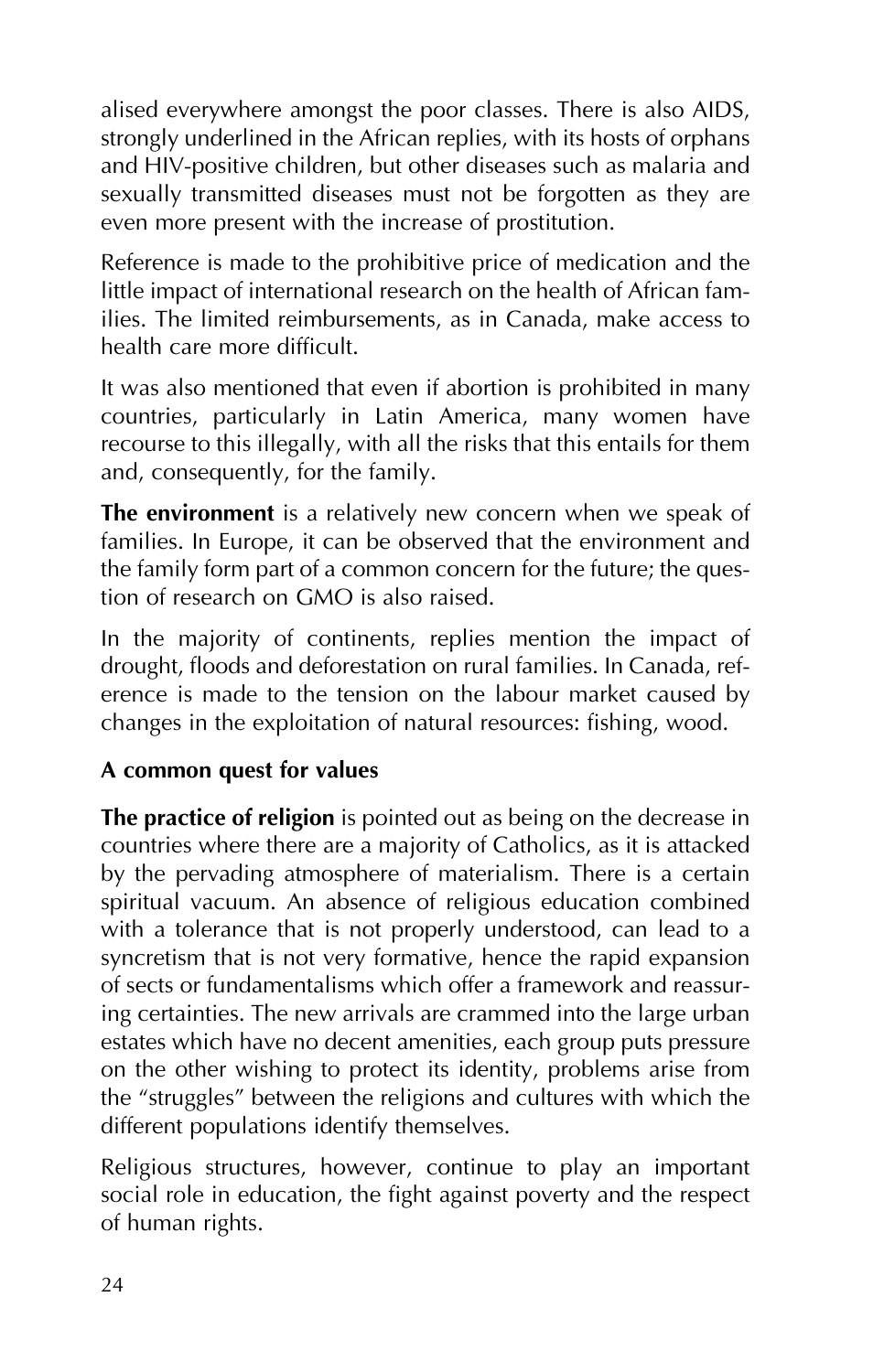alised everywhere amongst the poor classes. There is also AIDS, strongly underlined in the African replies, with its hosts of orphans and HIV-positive children, but other diseases such as malaria and sexually transmitted diseases must not be forgotten as they are even more present with the increase of prostitution.

Reference is made to the prohibitive price of medication and the little impact of international research on the health of African families. The limited reimbursements, as in Canada, make access to health care more difficult.

It was also mentioned that even if abortion is prohibited in many countries, particularly in Latin America, many women have recourse to this illegally, with all the risks that this entails for them and, consequently, for the family.

**The environment** is a relatively new concern when we speak of families. In Europe, it can be observed that the environment and the family form part of a common concern for the future; the question of research on GMO is also raised.

In the majority of continents, replies mention the impact of drought, floods and deforestation on rural families. In Canada, reference is made to the tension on the labour market caused by changes in the exploitation of natural resources: fishing, wood.

**A common quest for values**

**The practice of religion** is pointed out as being on the decrease in countries where there are a majority of Catholics, as it is attacked by the pervading atmosphere of materialism. There is a certain spiritual vacuum. An absence of religious education combined with a tolerance that is not properly understood, can lead to a syncretism that is not very formative, hence the rapid expansion of sects or fundamentalisms which offer a framework and reassuring certainties. The new arrivals are crammed into the large urban estates which have no decent amenities, each group puts pressure on the other wishing to protect its identity, problems arise from the "struggles" between the religions and cultures with which the different populations identify themselves.

Religious structures, however, continue to play an important social role in education, the fight against poverty and the respect of human rights.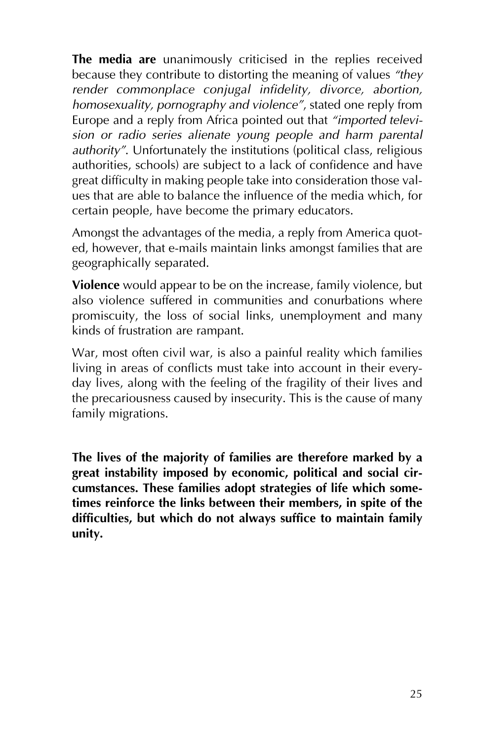**The media are** unanimously criticised in the replies received because they contribute to distorting the meaning of values *"they render commonplace conjugal infidelity, divorce, abortion, homosexuality, pornography and violence"*, stated one reply from Europe and a reply from Africa pointed out that *"imported television or radio series alienate young people and harm parental authority"*. Unfortunately the institutions (political class, religious authorities, schools) are subject to a lack of confidence and have great difficulty in making people take into consideration those values that are able to balance the influence of the media which, for certain people, have become the primary educators.

Amongst the advantages of the media, a reply from America quoted, however, that e-mails maintain links amongst families that are geographically separated.

**Violence** would appear to be on the increase, family violence, but also violence suffered in communities and conurbations where promiscuity, the loss of social links, unemployment and many kinds of frustration are rampant.

War, most often civil war, is also a painful reality which families living in areas of conflicts must take into account in their everyday lives, along with the feeling of the fragility of their lives and the precariousness caused by insecurity. This is the cause of many family migrations.

**The lives of the majority of families are therefore marked by a great instability imposed by economic, political and social circumstances. These families adopt strategies of life which sometimes reinforce the links between their members, in spite of the difficulties, but which do not always suffice to maintain family unity.**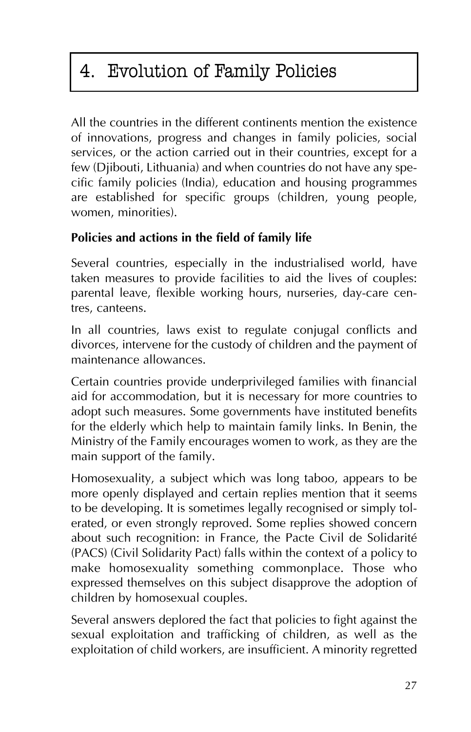# 4. Evolution of Family Policies

All the countries in the different continents mention the existence of innovations, progress and changes in family policies, social services, or the action carried out in their countries, except for a few (Djibouti, Lithuania) and when countries do not have any specific family policies (India), education and housing programmes are established for specific groups (children, young people, women, minorities).

**Policies and actions in the field of family life**

Several countries, especially in the industrialised world, have taken measures to provide facilities to aid the lives of couples: parental leave, flexible working hours, nurseries, day-care centres, canteens.

In all countries, laws exist to regulate conjugal conflicts and divorces, intervene for the custody of children and the payment of maintenance allowances.

Certain countries provide underprivileged families with financial aid for accommodation, but it is necessary for more countries to adopt such measures. Some governments have instituted benefits for the elderly which help to maintain family links. In Benin, the Ministry of the Family encourages women to work, as they are the main support of the family.

Homosexuality, a subject which was long taboo, appears to be more openly displayed and certain replies mention that it seems to be developing. It is sometimes legally recognised or simply tolerated, or even strongly reproved. Some replies showed concern about such recognition: in France, the Pacte Civil de Solidarité (PACS) (Civil Solidarity Pact) falls within the context of a policy to make homosexuality something commonplace. Those who expressed themselves on this subject disapprove the adoption of children by homosexual couples.

Several answers deplored the fact that policies to fight against the sexual exploitation and trafficking of children, as well as the exploitation of child workers, are insufficient. A minority regretted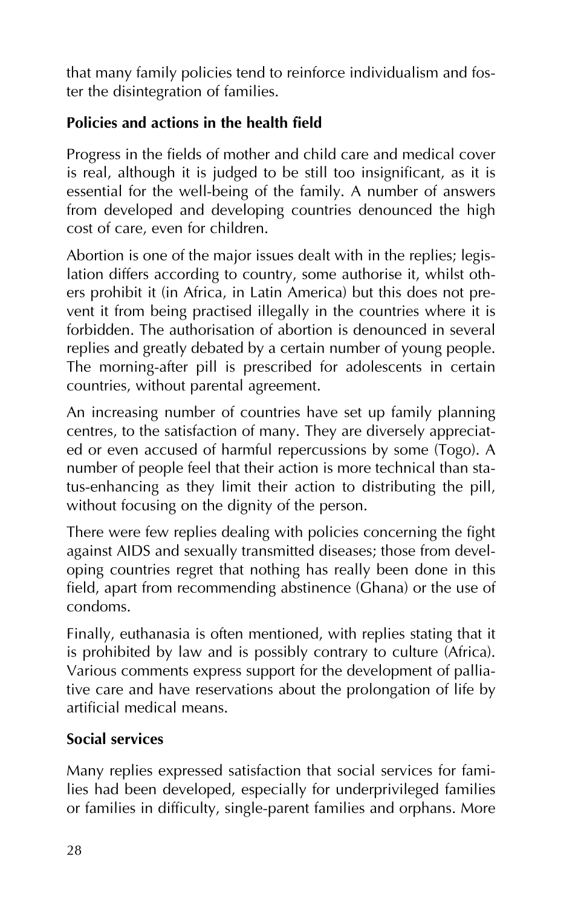that many family policies tend to reinforce individualism and foster the disintegration of families.

**Policies and actions in the health field**

Progress in the fields of mother and child care and medical cover is real, although it is judged to be still too insignificant, as it is essential for the well-being of the family. A number of answers from developed and developing countries denounced the high cost of care, even for children.

Abortion is one of the major issues dealt with in the replies; legislation differs according to country, some authorise it, whilst others prohibit it (in Africa, in Latin America) but this does not prevent it from being practised illegally in the countries where it is forbidden. The authorisation of abortion is denounced in several replies and greatly debated by a certain number of young people. The morning-after pill is prescribed for adolescents in certain countries, without parental agreement.

An increasing number of countries have set up family planning centres, to the satisfaction of many. They are diversely appreciated or even accused of harmful repercussions by some (Togo). A number of people feel that their action is more technical than status-enhancing as they limit their action to distributing the pill, without focusing on the dignity of the person.

There were few replies dealing with policies concerning the fight against AIDS and sexually transmitted diseases; those from developing countries regret that nothing has really been done in this field, apart from recommending abstinence (Ghana) or the use of condoms.

Finally, euthanasia is often mentioned, with replies stating that it is prohibited by law and is possibly contrary to culture (Africa). Various comments express support for the development of palliative care and have reservations about the prolongation of life by artificial medical means.

**Social services**

Many replies expressed satisfaction that social services for families had been developed, especially for underprivileged families or families in difficulty, single-parent families and orphans. More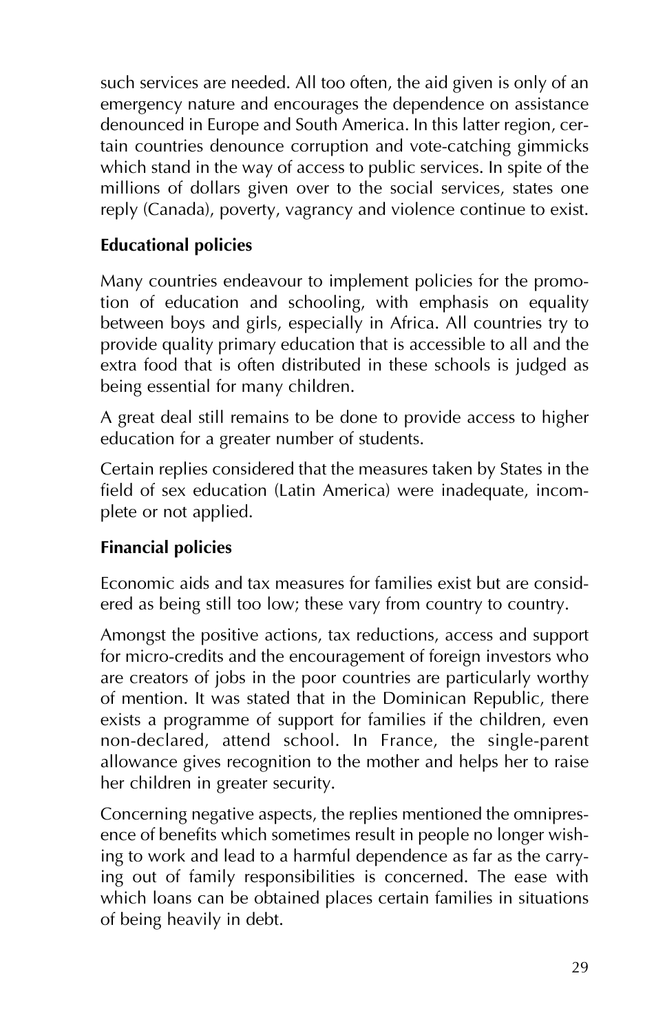such services are needed. All too often, the aid given is only of an emergency nature and encourages the dependence on assistance denounced in Europe and South America. In this latter region, certain countries denounce corruption and vote-catching gimmicks which stand in the way of access to public services. In spite of the millions of dollars given over to the social services, states one reply (Canada), poverty, vagrancy and violence continue to exist.

**Educational policies**

Many countries endeavour to implement policies for the promotion of education and schooling, with emphasis on equality between boys and girls, especially in Africa. All countries try to provide quality primary education that is accessible to all and the extra food that is often distributed in these schools is judged as being essential for many children.

A great deal still remains to be done to provide access to higher education for a greater number of students.

Certain replies considered that the measures taken by States in the field of sex education (Latin America) were inadequate, incomplete or not applied.

**Financial policies**

Economic aids and tax measures for families exist but are considered as being still too low; these vary from country to country.

Amongst the positive actions, tax reductions, access and support for micro-credits and the encouragement of foreign investors who are creators of jobs in the poor countries are particularly worthy of mention. It was stated that in the Dominican Republic, there exists a programme of support for families if the children, even non-declared, attend school. In France, the single-parent allowance gives recognition to the mother and helps her to raise her children in greater security.

Concerning negative aspects, the replies mentioned the omnipresence of benefits which sometimes result in people no longer wishing to work and lead to a harmful dependence as far as the carrying out of family responsibilities is concerned. The ease with which loans can be obtained places certain families in situations of being heavily in debt.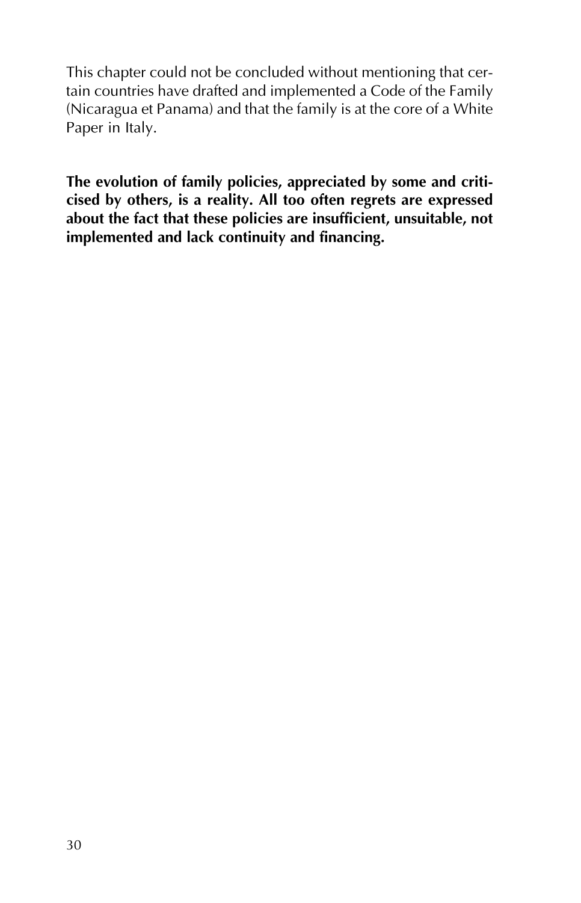This chapter could not be concluded without mentioning that certain countries have drafted and implemented a Code of the Family (Nicaragua et Panama) and that the family is at the core of a White Paper in Italy.

**The evolution of family policies, appreciated by some and criticised by others, is a reality. All too often regrets are expressed about the fact that these policies are insufficient, unsuitable, not implemented and lack continuity and financing.**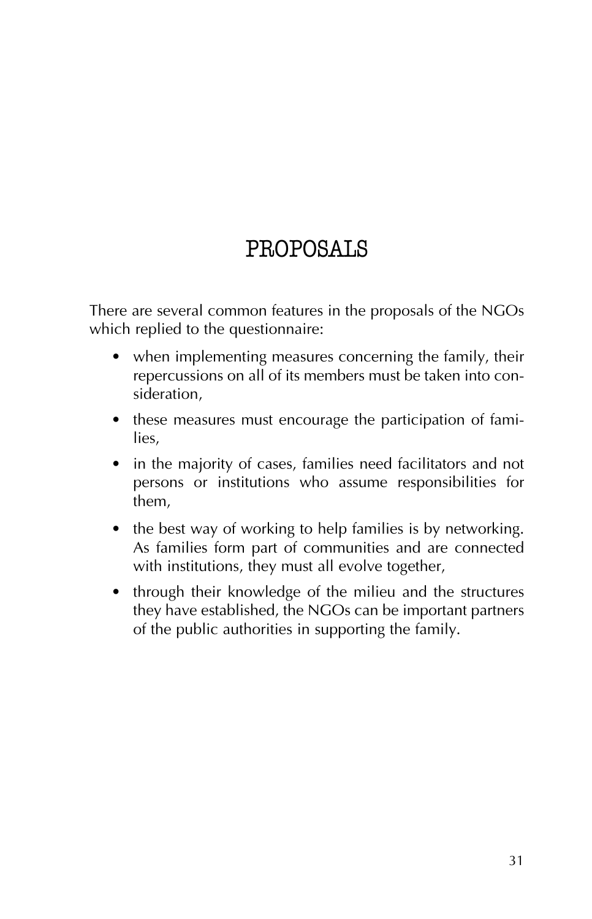# PROPOSALS

There are several common features in the proposals of the NGOs which replied to the questionnaire:

- when implementing measures concerning the family, their repercussions on all of its members must be taken into consideration,
- these measures must encourage the participation of families,
- in the majority of cases, families need facilitators and not persons or institutions who assume responsibilities for them,
- the best way of working to help families is by networking. As families form part of communities and are connected with institutions, they must all evolve together,
- through their knowledge of the milieu and the structures they have established, the NGOs can be important partners of the public authorities in supporting the family.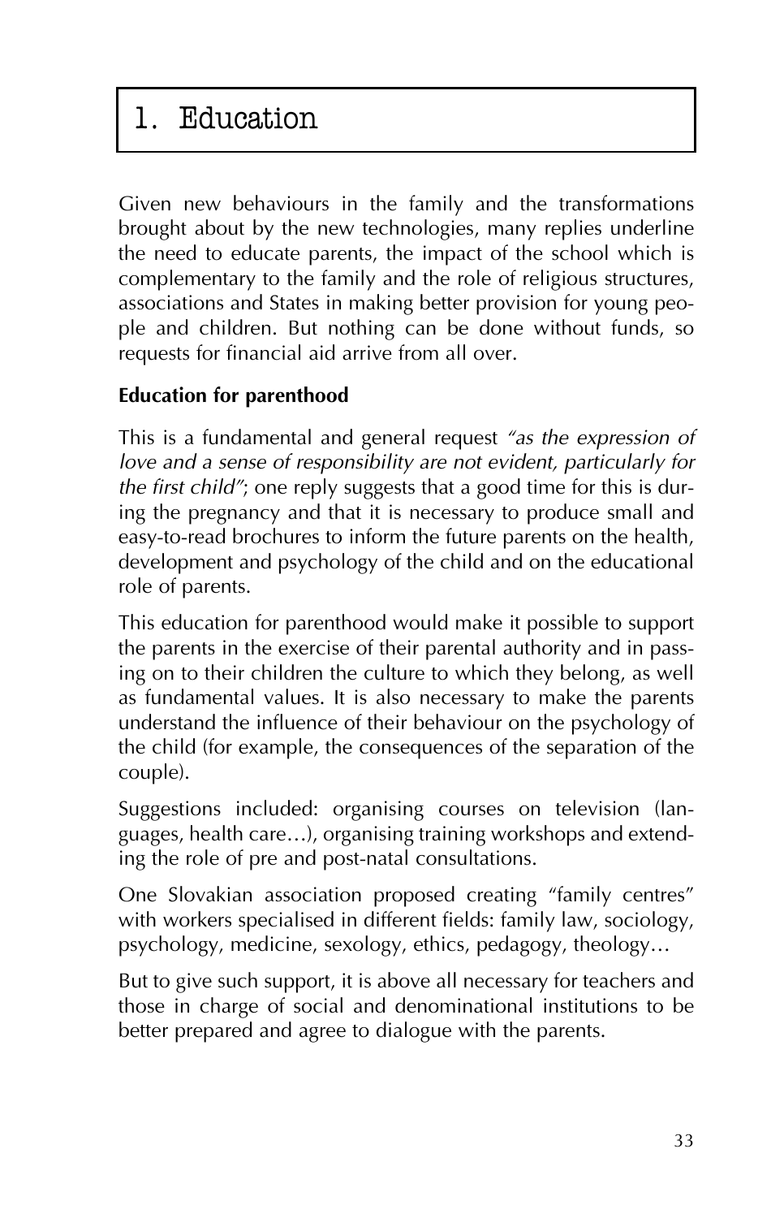# 1. Education

Given new behaviours in the family and the transformations brought about by the new technologies, many replies underline the need to educate parents, the impact of the school which is complementary to the family and the role of religious structures, associations and States in making better provision for young people and children. But nothing can be done without funds, so requests for financial aid arrive from all over.

**Education for parenthood**

This is a fundamental and general request *"as the expression of love and a sense of responsibility are not evident, particularly for the first child"*; one reply suggests that a good time for this is during the pregnancy and that it is necessary to produce small and easy-to-read brochures to inform the future parents on the health, development and psychology of the child and on the educational role of parents.

This education for parenthood would make it possible to support the parents in the exercise of their parental authority and in passing on to their children the culture to which they belong, as well as fundamental values. It is also necessary to make the parents understand the influence of their behaviour on the psychology of the child (for example, the consequences of the separation of the couple).

Suggestions included: organising courses on television (languages, health care…), organising training workshops and extending the role of pre and post-natal consultations.

One Slovakian association proposed creating "family centres" with workers specialised in different fields: family law, sociology, psychology, medicine, sexology, ethics, pedagogy, theology…

But to give such support, it is above all necessary for teachers and those in charge of social and denominational institutions to be better prepared and agree to dialogue with the parents.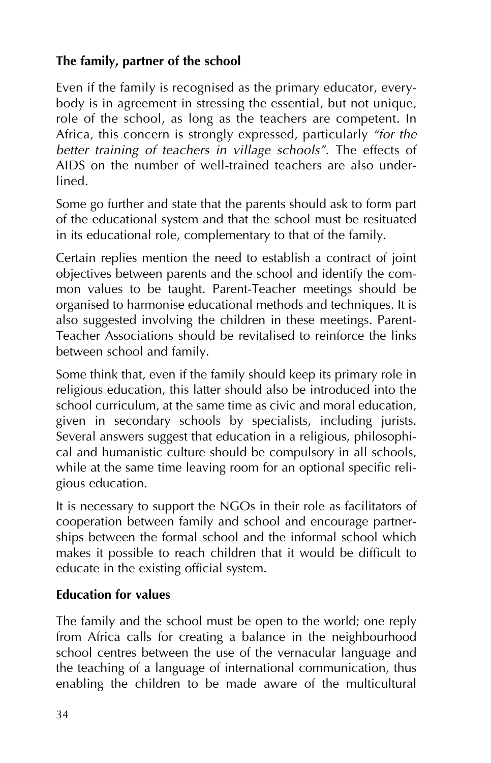### The family, partner of the school

Even if the family is recognised as the primary educator, everybody is in agreement in stressing the essential, but not unique, role of the school, as long as the teachers are competent. In Africa, this concern is strongly expressed, particularly *"for the better training of teachers in village schools"*. The effects of AIDS on the number of well-trained teachers are also underlined.

Some go further and state that the parents should ask to form part of the educational system and that the school must be resituated in its educational role, complementary to that of the family.

Certain replies mention the need to establish a contract of joint objectives between parents and the school and identify the common values to be taught. Parent-Teacher meetings should be organised to harmonise educational methods and techniques. It is also suggested involving the children in these meetings. Parent-Teacher Associations should be revitalised to reinforce the links between school and family.

Some think that, even if the family should keep its primary role in religious education, this latter should also be introduced into the school curriculum, at the same time as civic and moral education, given in secondary schools by specialists, including jurists. Several answers suggest that education in a religious, philosophical and humanistic culture should be compulsory in all schools, while at the same time leaving room for an optional specific religious education.

It is necessary to support the NGOs in their role as facilitators of cooperation between family and school and encourage partnerships between the formal school and the informal school which makes it possible to reach children that it would be difficult to educate in the existing official system.

### Education for values

The family and the school must be open to the world; one reply from Africa calls for creating a balance in the neighbourhood school centres between the use of the vernacular language and the teaching of a language of international communication, thus enabling the children to be made aware of the multicultural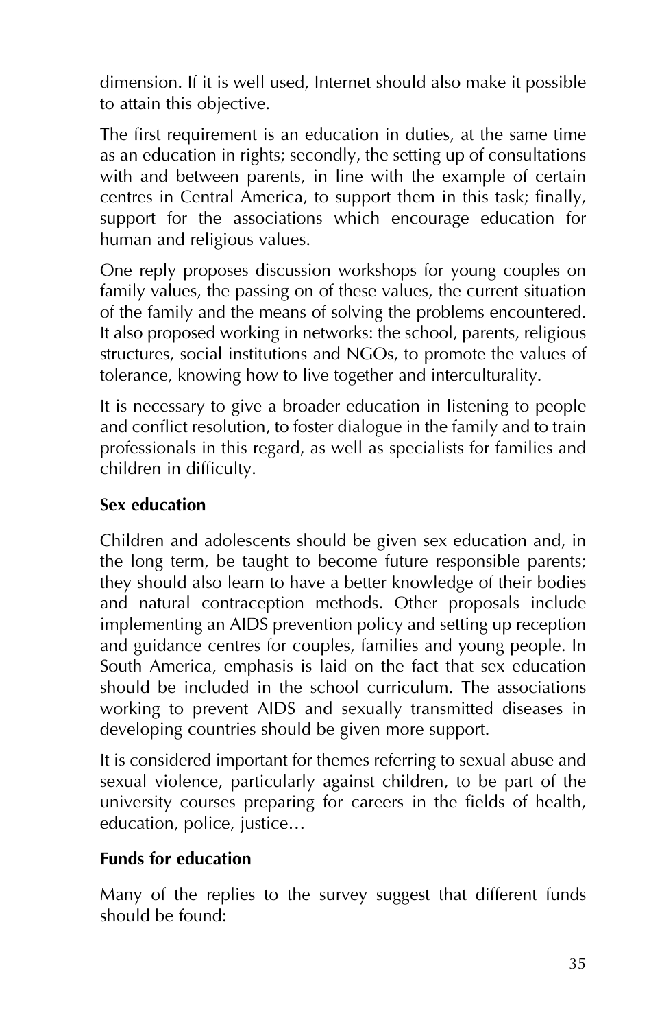dimension. If it is well used, Internet should also make it possible to attain this objective.

The first requirement is an education in duties, at the same time as an education in rights; secondly, the setting up of consultations with and between parents, in line with the example of certain centres in Central America, to support them in this task; finally, support for the associations which encourage education for human and religious values.

One reply proposes discussion workshops for young couples on family values, the passing on of these values, the current situation of the family and the means of solving the problems encountered. It also proposed working in networks: the school, parents, religious structures, social institutions and NGOs, to promote the values of tolerance, knowing how to live together and interculturality.

It is necessary to give a broader education in listening to people and conflict resolution, to foster dialogue in the family and to train professionals in this regard, as well as specialists for families and children in difficulty.

**Sex education**

Children and adolescents should be given sex education and, in the long term, be taught to become future responsible parents; they should also learn to have a better knowledge of their bodies and natural contraception methods. Other proposals include implementing an AIDS prevention policy and setting up reception and guidance centres for couples, families and young people. In South America, emphasis is laid on the fact that sex education should be included in the school curriculum. The associations working to prevent AIDS and sexually transmitted diseases in developing countries should be given more support.

It is considered important for themes referring to sexual abuse and sexual violence, particularly against children, to be part of the university courses preparing for careers in the fields of health, education, police, justice…

**Funds for education**

Many of the replies to the survey suggest that different funds should be found: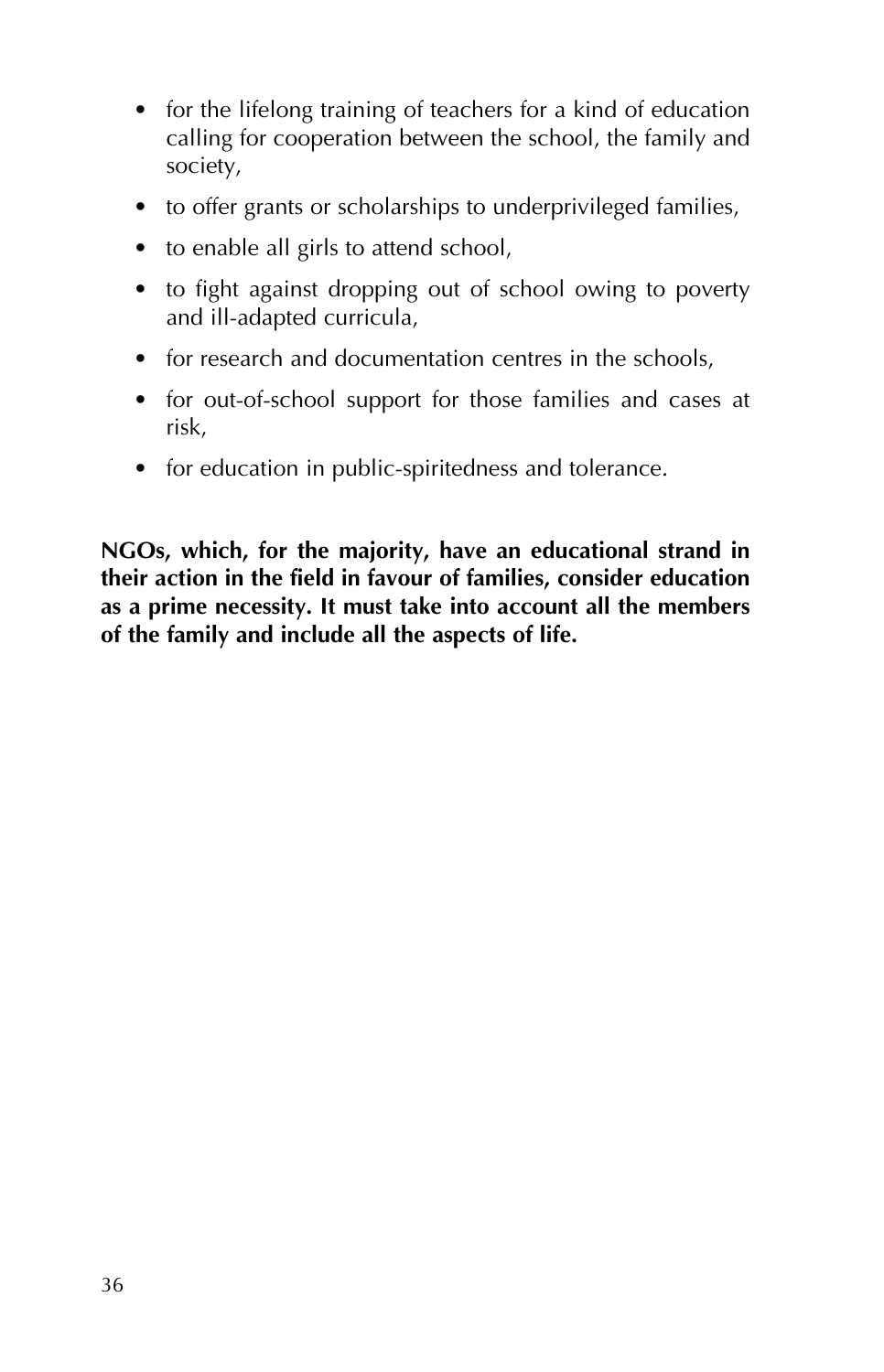- for the lifelong training of teachers for a kind of education calling for cooperation between the school, the family and society,
- to offer grants or scholarships to underprivileged families,
- to enable all girls to attend school,
- to fight against dropping out of school owing to poverty and ill-adapted curricula,
- for research and documentation centres in the schools,
- for out-of-school support for those families and cases at risk,
- for education in public-spiritedness and tolerance.

**NGOs, which, for the majority, have an educational strand in their action in the field in favour of families, consider education as a prime necessity. It must take into account all the members of the family and include all the aspects of life.**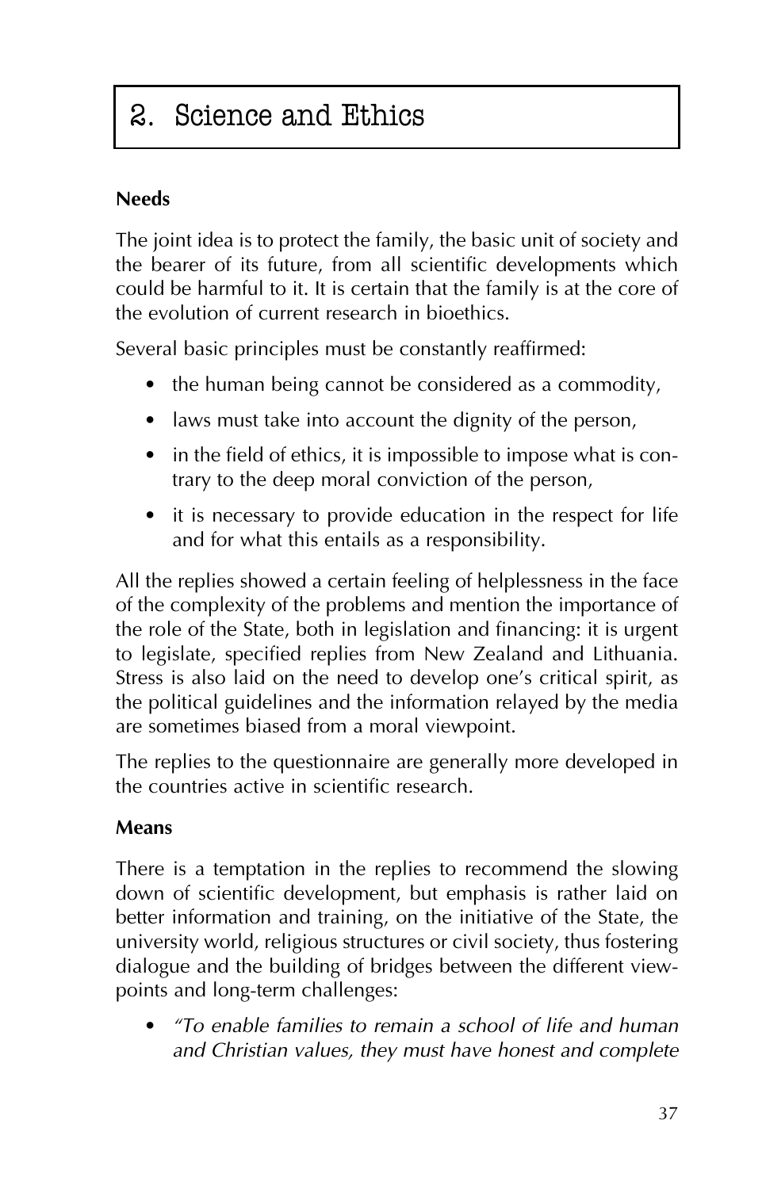## 2. Science and Ethics

### Needs

The joint idea is to protect the family, the basic unit of society and the bearer of its future, from all scientific developments which could be harmful to it. It is certain that the family is at the core of the evolution of current research in bioethics.

Several basic principles must be constantly reaffirmed:

- the human being cannot be considered as a commodity,
- laws must take into account the dignity of the person,
- in the field of ethics, it is impossible to impose what is contrary to the deep moral conviction of the person,
- it is necessary to provide education in the respect for life and for what this entails as a responsibility.

All the replies showed a certain feeling of helplessness in the face of the complexity of the problems and mention the importance of the role of the State, both in legislation and financing: it is urgent to legislate, specified replies from New Zealand and Lithuania. Stress is also laid on the need to develop one's critical spirit, as the political guidelines and the information relayed by the media are sometimes biased from a moral viewpoint.

The replies to the questionnaire are generally more developed in the countries active in scientific research.

### Means

There is a temptation in the replies to recommend the slowing down of scientific development, but emphasis is rather laid on better information and training, on the initiative of the State, the university world, religious structures or civil society, thus fostering dialogue and the building of bridges between the different viewpoints and long-term challenges:

- *"To enable families to remain a school of life and human and Christian values, they must have honest and complete*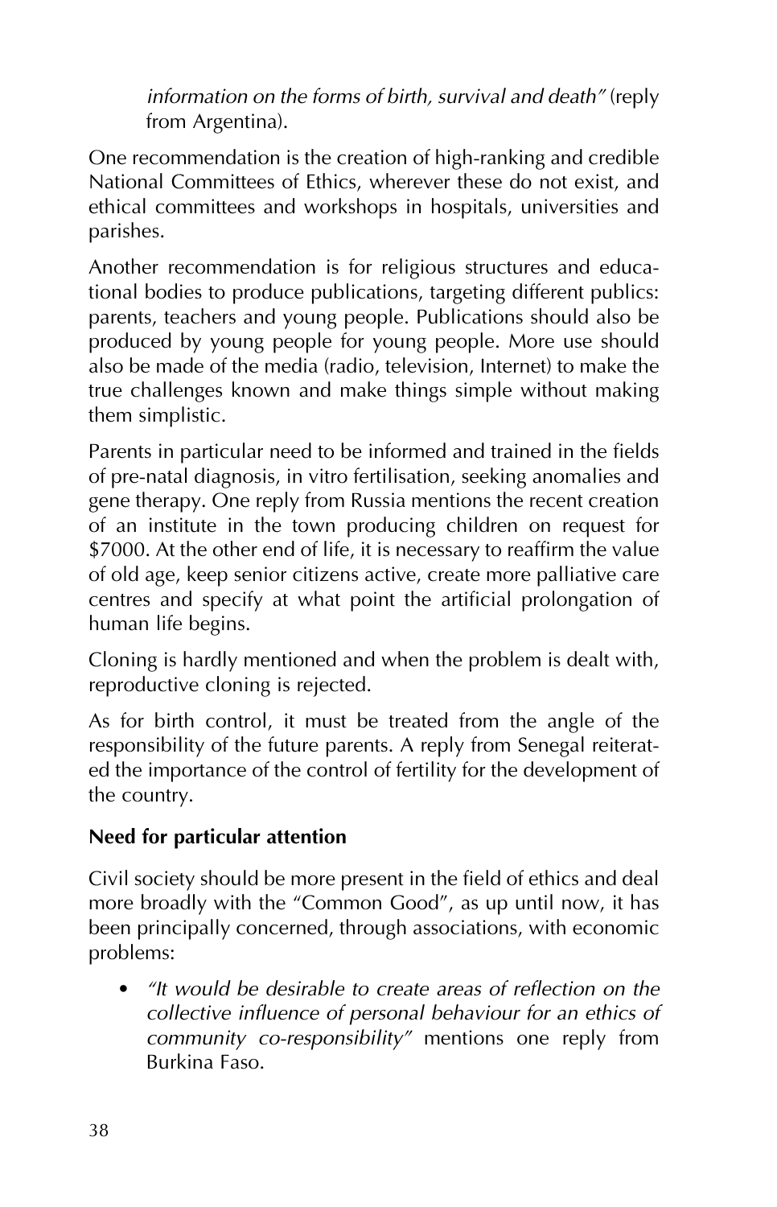*information on the forms of birth, survival and death"* (reply from Argentina).

One recommendation is the creation of high-ranking and credible National Committees of Ethics, wherever these do not exist, and ethical committees and workshops in hospitals, universities and parishes.

Another recommendation is for religious structures and educational bodies to produce publications, targeting different publics: parents, teachers and young people. Publications should also be produced by young people for young people. More use should also be made of the media (radio, television, Internet) to make the true challenges known and make things simple without making them simplistic.

Parents in particular need to be informed and trained in the fields of pre-natal diagnosis, in vitro fertilisation, seeking anomalies and gene therapy. One reply from Russia mentions the recent creation of an institute in the town producing children on request for $7000. At the other end of life, it is necessary to reaffirm the value of old age, keep senior citizens active, create more palliative care centres and specify at what point the artificial prolongation of human life begins.

Cloning is hardly mentioned and when the problem is dealt with, reproductive cloning is rejected.

As for birth control, it must be treated from the angle of the responsibility of the future parents. A reply from Senegal reiterated the importance of the control of fertility for the development of the country.

**Need for particular attention**

Civil society should be more present in the field of ethics and deal more broadly with the "Common Good", as up until now, it has been principally concerned, through associations, with economic problems:

- *"It would be desirable to create areas of reflection on the collective influence of personal behaviour for an ethics of community co-responsibility"* mentions one reply from Burkina Faso.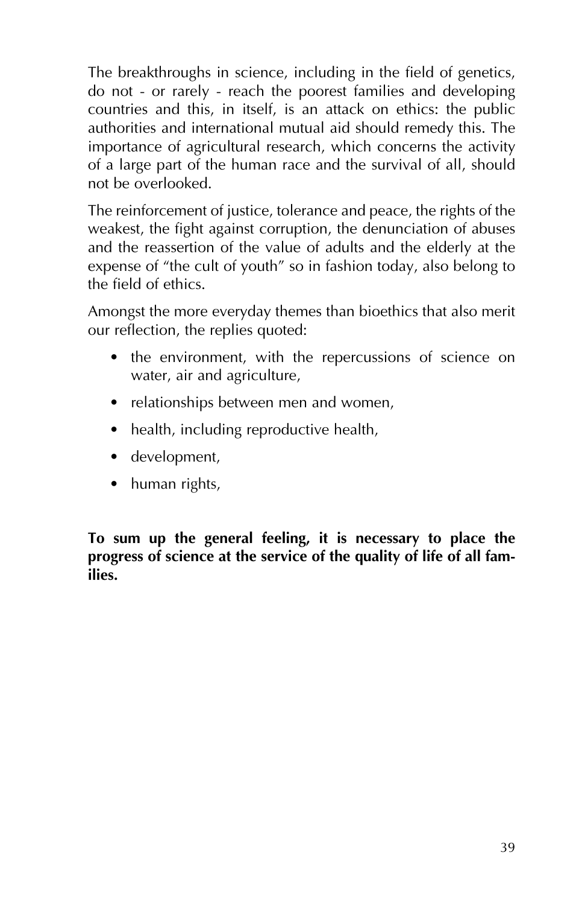The breakthroughs in science, including in the field of genetics, do not - or rarely - reach the poorest families and developing countries and this, in itself, is an attack on ethics: the public authorities and international mutual aid should remedy this. The importance of agricultural research, which concerns the activity of a large part of the human race and the survival of all, should not be overlooked.

The reinforcement of justice, tolerance and peace, the rights of the weakest, the fight against corruption, the denunciation of abuses and the reassertion of the value of adults and the elderly at the expense of "the cult of youth" so in fashion today, also belong to the field of ethics.

Amongst the more everyday themes than bioethics that also merit our reflection, the replies quoted:

- the environment, with the repercussions of science on water, air and agriculture,
- relationships between men and women,
- health, including reproductive health,
- development,
- human rights,

**To sum up the general feeling, it is necessary to place the progress of science at the service of the quality of life of all families.**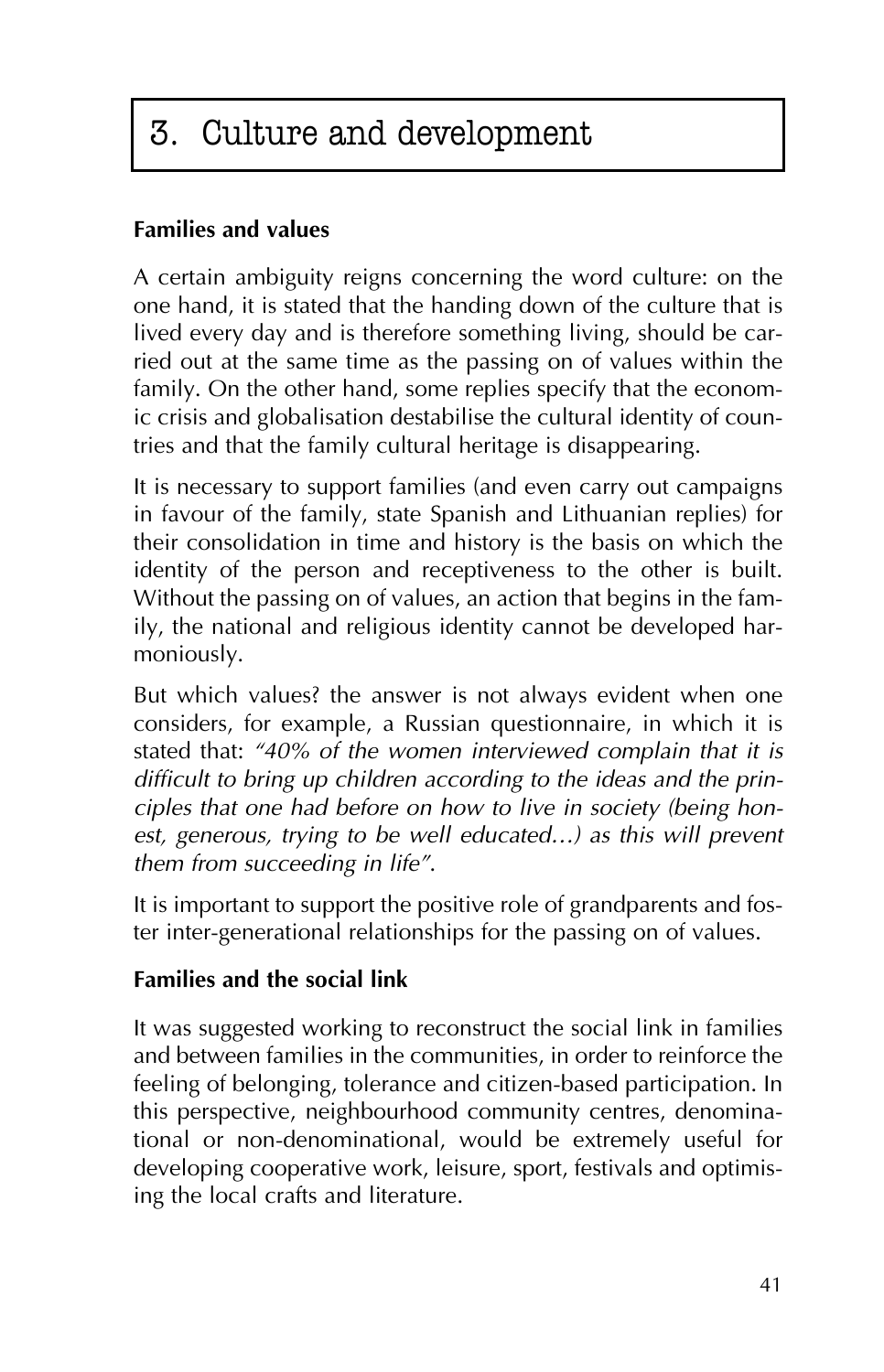# 3. Culture and development

### Families and values

A certain ambiguity reigns concerning the word culture: on the one hand, it is stated that the handing down of the culture that is lived every day and is therefore something living, should be carried out at the same time as the passing on of values within the family. On the other hand, some replies specify that the economic crisis and globalisation destabilise the cultural identity of countries and that the family cultural heritage is disappearing.

It is necessary to support families (and even carry out campaigns in favour of the family, state Spanish and Lithuanian replies) for their consolidation in time and history is the basis on which the identity of the person and receptiveness to the other is built. Without the passing on of values, an action that begins in the family, the national and religious identity cannot be developed harmoniously.

But which values? the answer is not always evident when one considers, for example, a Russian questionnaire, in which it is stated that: *"40% of the women interviewed complain that it is difficult to bring up children according to the ideas and the principles that one had before on how to live in society (being honest, generous, trying to be well educated…) as this will prevent them from succeeding in life"*.

It is important to support the positive role of grandparents and foster inter-generational relationships for the passing on of values.

### Families and the social link

It was suggested working to reconstruct the social link in families and between families in the communities, in order to reinforce the feeling of belonging, tolerance and citizen-based participation. In this perspective, neighbourhood community centres, denominational or non-denominational, would be extremely useful for developing cooperative work, leisure, sport, festivals and optimising the local crafts and literature.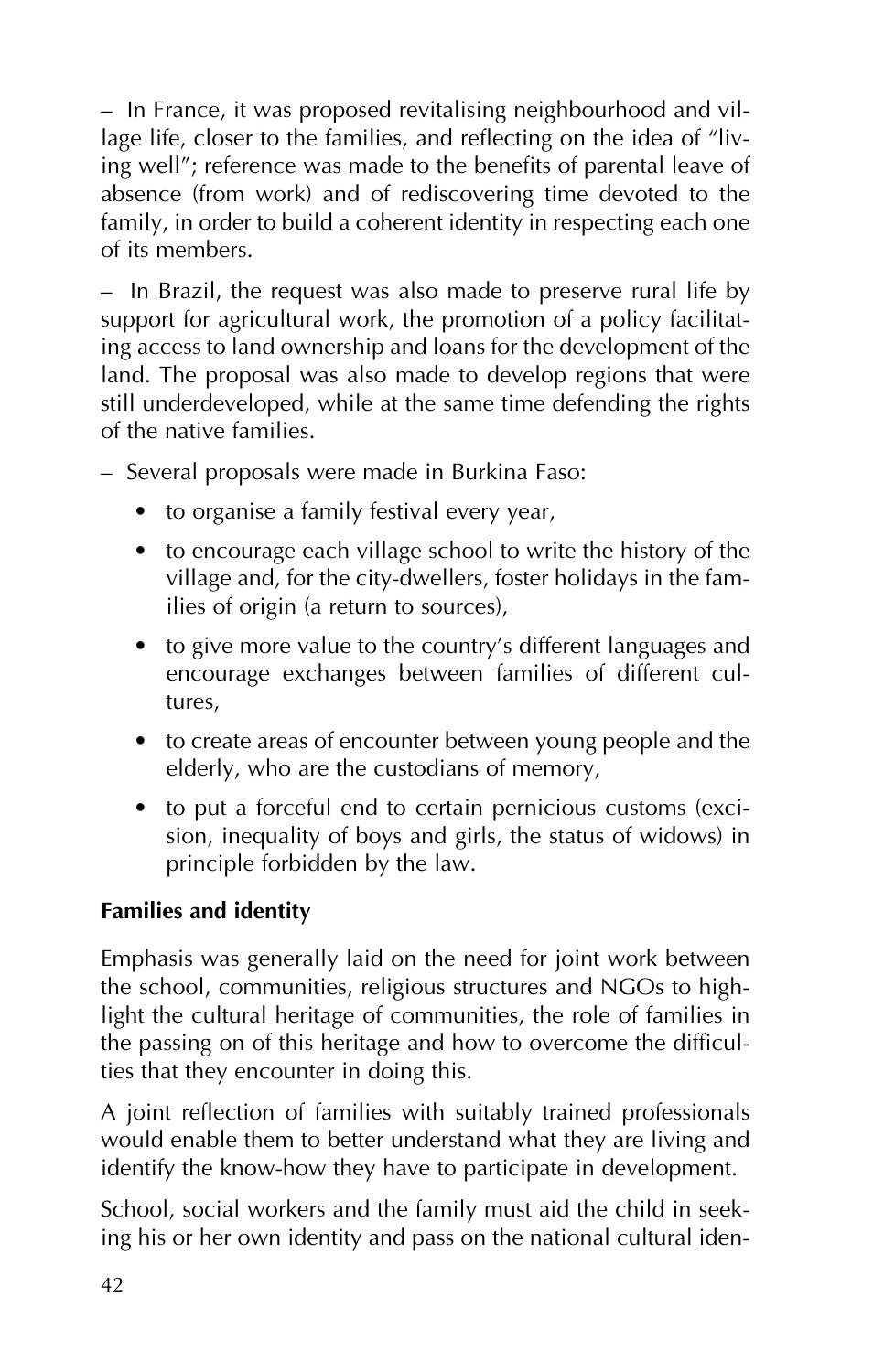– In France, it was proposed revitalising neighbourhood and village life, closer to the families, and reflecting on the idea of "living well"; reference was made to the benefits of parental leave of absence (from work) and of rediscovering time devoted to the family, in order to build a coherent identity in respecting each one of its members.

– In Brazil, the request was also made to preserve rural life by support for agricultural work, the promotion of a policy facilitating access to land ownership and loans for the development of the land. The proposal was also made to develop regions that were still underdeveloped, while at the same time defending the rights of the native families.

– Several proposals were made in Burkina Faso:

- to organise a family festival every year,
- to encourage each village school to write the history of the village and, for the city-dwellers, foster holidays in the families of origin (a return to sources),
- to give more value to the country's different languages and encourage exchanges between families of different cultures,
- to create areas of encounter between young people and the elderly, who are the custodians of memory,
- to put a forceful end to certain pernicious customs (excision, inequality of boys and girls, the status of widows) in principle forbidden by the law.

**Families and identity**

Emphasis was generally laid on the need for joint work between the school, communities, religious structures and NGOs to highlight the cultural heritage of communities, the role of families in the passing on of this heritage and how to overcome the difficulties that they encounter in doing this.

A joint reflection of families with suitably trained professionals would enable them to better understand what they are living and identify the know-how they have to participate in development.

School, social workers and the family must aid the child in seeking his or her own identity and pass on the national cultural iden-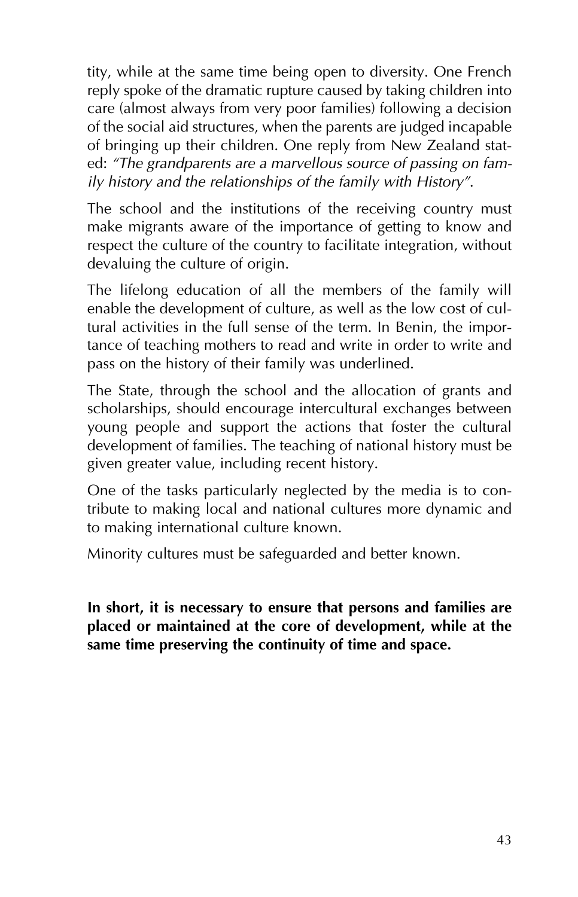tity, while at the same time being open to diversity. One French reply spoke of the dramatic rupture caused by taking children into care (almost always from very poor families) following a decision of the social aid structures, when the parents are judged incapable of bringing up their children. One reply from New Zealand stated: *"The grandparents are a marvellous source of passing on family history and the relationships of the family with History"*.

The school and the institutions of the receiving country must make migrants aware of the importance of getting to know and respect the culture of the country to facilitate integration, without devaluing the culture of origin.

The lifelong education of all the members of the family will enable the development of culture, as well as the low cost of cultural activities in the full sense of the term. In Benin, the importance of teaching mothers to read and write in order to write and pass on the history of their family was underlined.

The State, through the school and the allocation of grants and scholarships, should encourage intercultural exchanges between young people and support the actions that foster the cultural development of families. The teaching of national history must be given greater value, including recent history.

One of the tasks particularly neglected by the media is to contribute to making local and national cultures more dynamic and to making international culture known.

Minority cultures must be safeguarded and better known.

**In short, it is necessary to ensure that persons and families are placed or maintained at the core of development, while at the same time preserving the continuity of time and space.**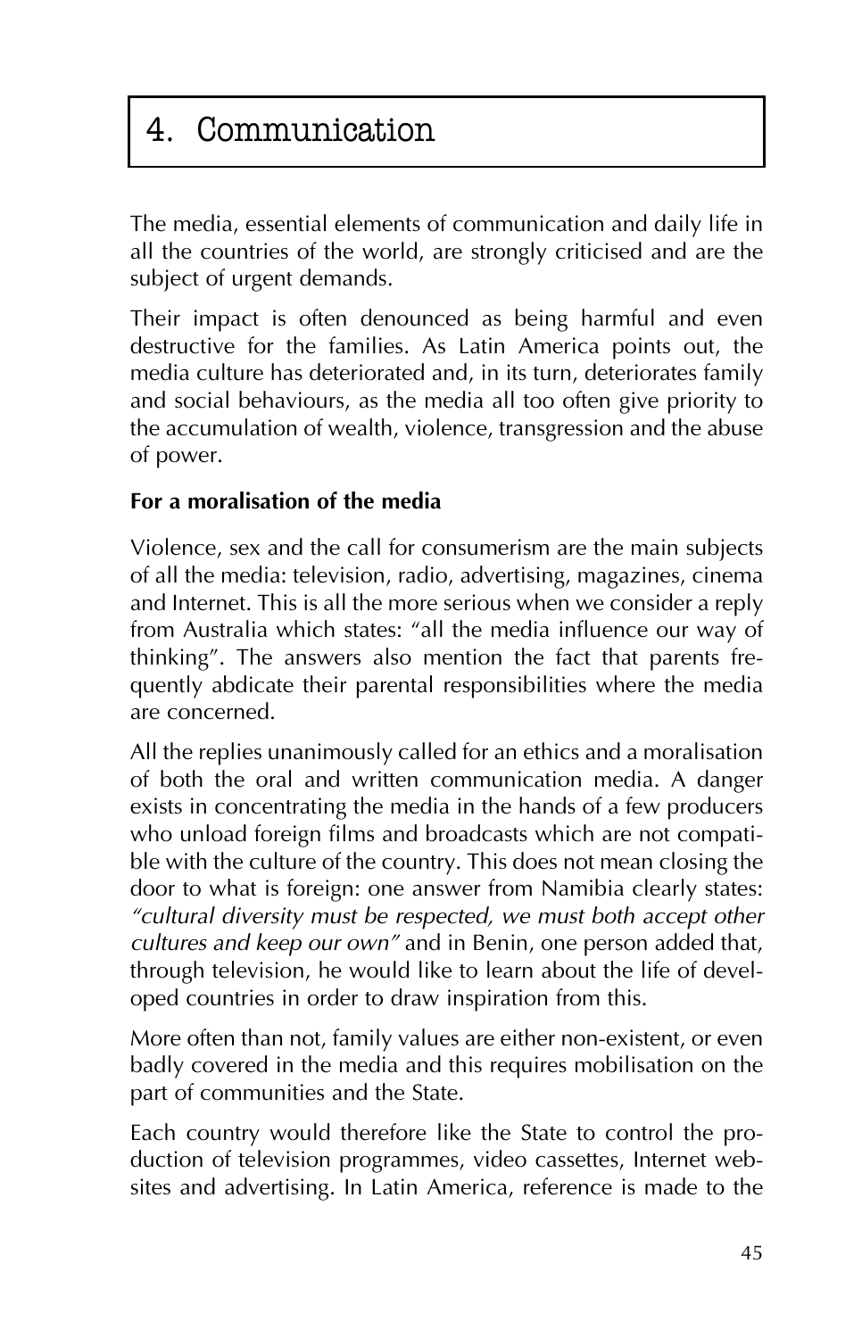# 4. Communication

The media, essential elements of communication and daily life in all the countries of the world, are strongly criticised and are the subject of urgent demands.

Their impact is often denounced as being harmful and even destructive for the families. As Latin America points out, the media culture has deteriorated and, in its turn, deteriorates family and social behaviours, as the media all too often give priority to the accumulation of wealth, violence, transgression and the abuse of power.

**For a moralisation of the media**

Violence, sex and the call for consumerism are the main subjects of all the media: television, radio, advertising, magazines, cinema and Internet. This is all the more serious when we consider a reply from Australia which states: "all the media influence our way of thinking". The answers also mention the fact that parents frequently abdicate their parental responsibilities where the media are concerned.

All the replies unanimously called for an ethics and a moralisation of both the oral and written communication media. A danger exists in concentrating the media in the hands of a few producers who unload foreign films and broadcasts which are not compatible with the culture of the country. This does not mean closing the door to what is foreign: one answer from Namibia clearly states: *"cultural diversity must be respected, we must both accept other cultures and keep our own"* and in Benin, one person added that, through television, he would like to learn about the life of developed countries in order to draw inspiration from this.

More often than not, family values are either non-existent, or even badly covered in the media and this requires mobilisation on the part of communities and the State.

Each country would therefore like the State to control the production of television programmes, video cassettes, Internet websites and advertising. In Latin America, reference is made to the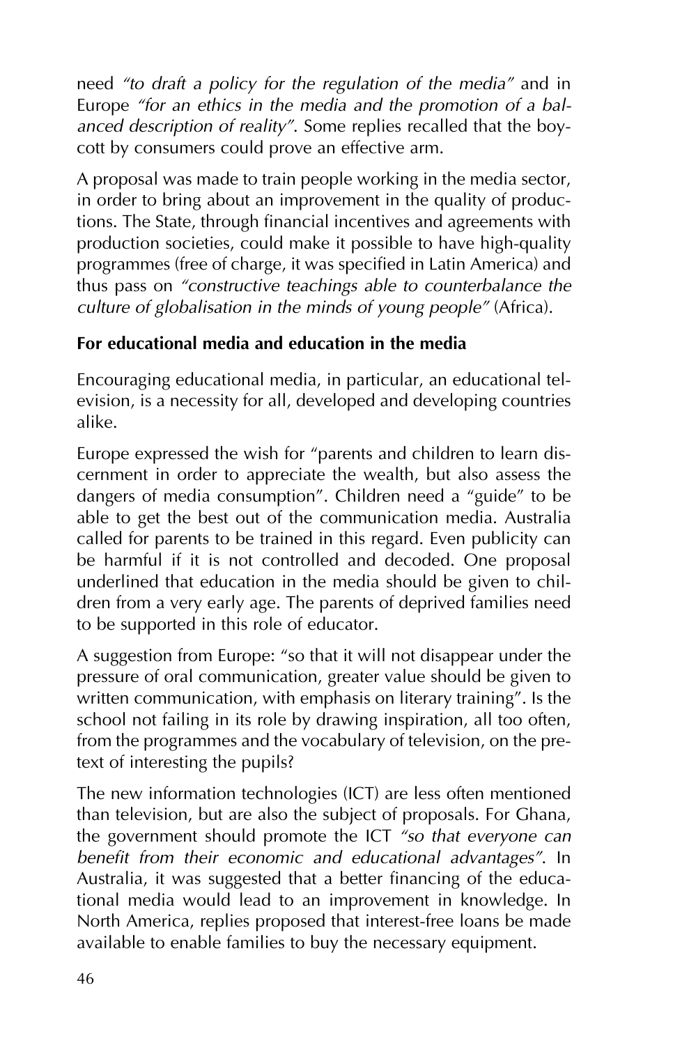need *"to draft a policy for the regulation of the media"* and in Europe *"for an ethics in the media and the promotion of a balanced description of reality"*. Some replies recalled that the boycott by consumers could prove an effective arm.

A proposal was made to train people working in the media sector, in order to bring about an improvement in the quality of productions. The State, through financial incentives and agreements with production societies, could make it possible to have high-quality programmes (free of charge, it was specified in Latin America) and thus pass on *"constructive teachings able to counterbalance the culture of globalisation in the minds of young people"* (Africa).

**For educational media and education in the media**

Encouraging educational media, in particular, an educational television, is a necessity for all, developed and developing countries alike.

Europe expressed the wish for "parents and children to learn discernment in order to appreciate the wealth, but also assess the dangers of media consumption". Children need a "guide" to be able to get the best out of the communication media. Australia called for parents to be trained in this regard. Even publicity can be harmful if it is not controlled and decoded. One proposal underlined that education in the media should be given to children from a very early age. The parents of deprived families need to be supported in this role of educator.

A suggestion from Europe: "so that it will not disappear under the pressure of oral communication, greater value should be given to written communication, with emphasis on literary training". Is the school not failing in its role by drawing inspiration, all too often, from the programmes and the vocabulary of television, on the pretext of interesting the pupils?

The new information technologies (ICT) are less often mentioned than television, but are also the subject of proposals. For Ghana, the government should promote the ICT *"so that everyone can benefit from their economic and educational advantages"*. In Australia, it was suggested that a better financing of the educational media would lead to an improvement in knowledge. In North America, replies proposed that interest-free loans be made available to enable families to buy the necessary equipment.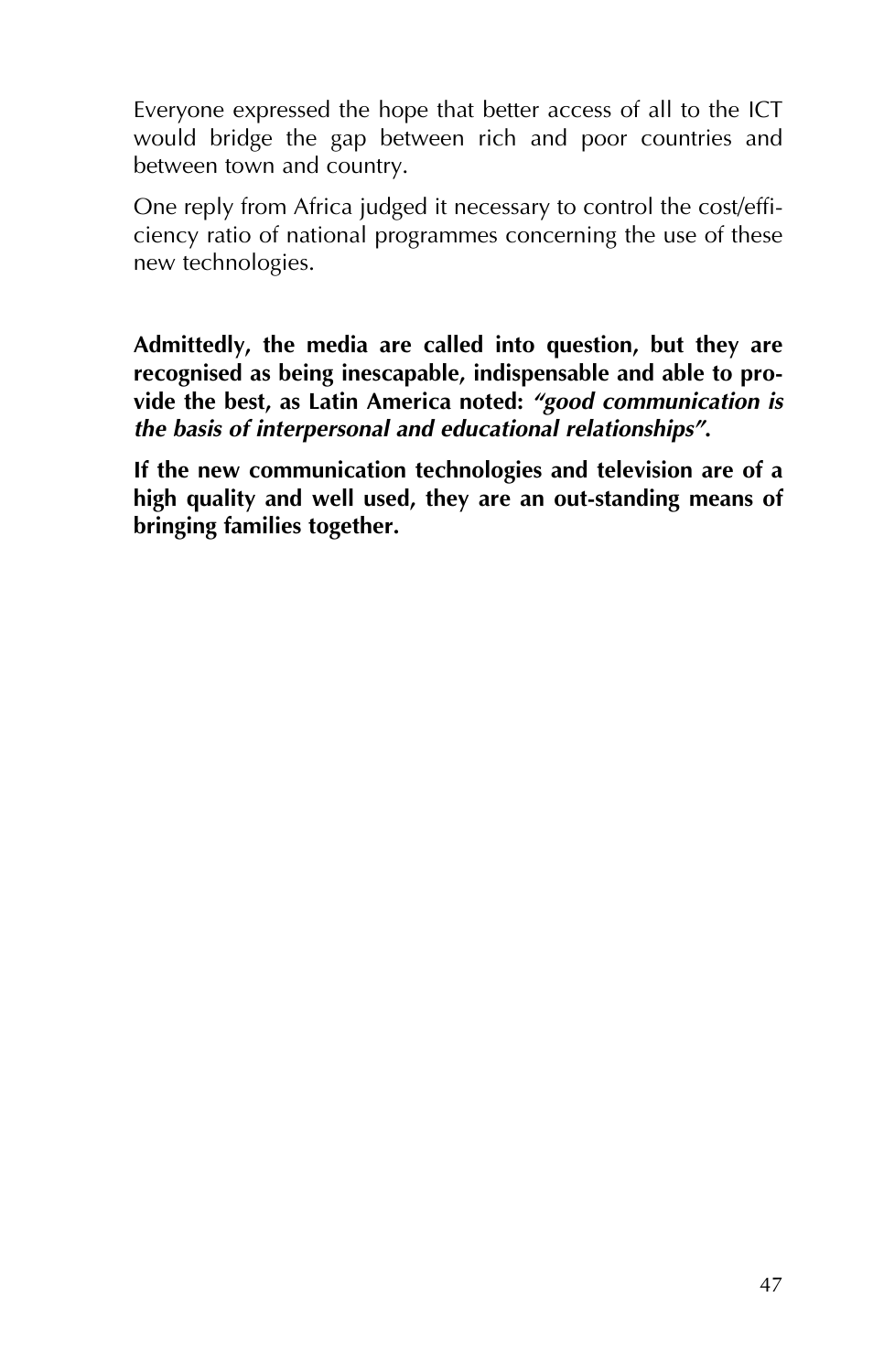Everyone expressed the hope that better access of all to the ICT would bridge the gap between rich and poor countries and between town and country.

One reply from Africa judged it necessary to control the cost/efficiency ratio of national programmes concerning the use of these new technologies.

**Admittedly, the media are called into question, but they are recognised as being inescapable, indispensable and able to provide the best, as Latin America noted: *"good communication is the basis of interpersonal and educational relationships"*.**

**If the new communication technologies and television are of a high quality and well used, they are an out-standing means of bringing families together.**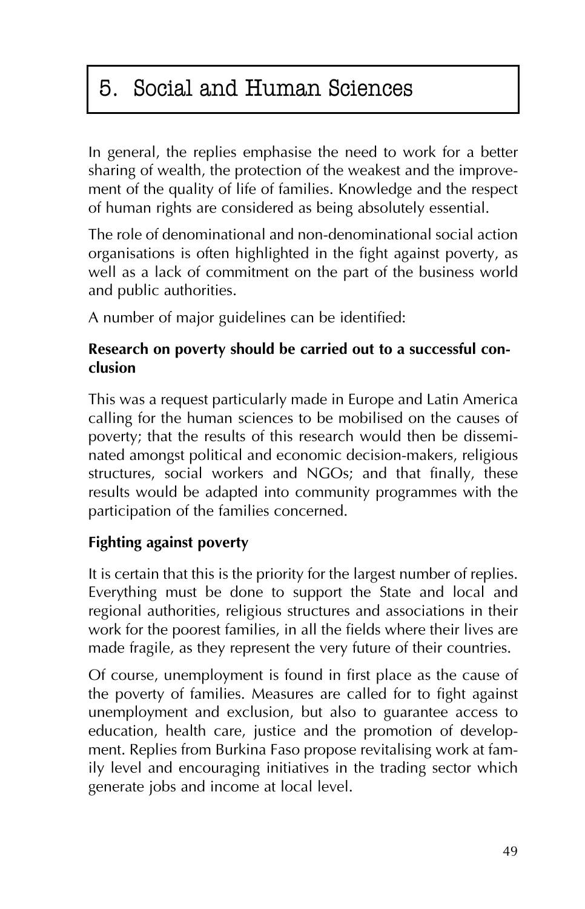# 5. Social and Human Sciences

In general, the replies emphasise the need to work for a better sharing of wealth, the protection of the weakest and the improvement of the quality of life of families. Knowledge and the respect of human rights are considered as being absolutely essential.

The role of denominational and non-denominational social action organisations is often highlighted in the fight against poverty, as well as a lack of commitment on the part of the business world and public authorities.

A number of major guidelines can be identified:

**Research on poverty should be carried out to a successful conclusion**

This was a request particularly made in Europe and Latin America calling for the human sciences to be mobilised on the causes of poverty; that the results of this research would then be disseminated amongst political and economic decision-makers, religious structures, social workers and NGOs; and that finally, these results would be adapted into community programmes with the participation of the families concerned.

**Fighting against poverty**

It is certain that this is the priority for the largest number of replies. Everything must be done to support the State and local and regional authorities, religious structures and associations in their work for the poorest families, in all the fields where their lives are made fragile, as they represent the very future of their countries.

Of course, unemployment is found in first place as the cause of the poverty of families. Measures are called for to fight against unemployment and exclusion, but also to guarantee access to education, health care, justice and the promotion of development. Replies from Burkina Faso propose revitalising work at family level and encouraging initiatives in the trading sector which generate jobs and income at local level.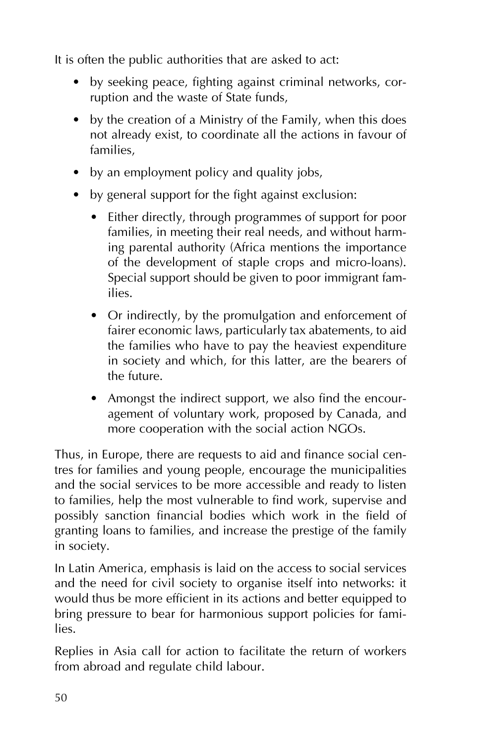It is often the public authorities that are asked to act:

- by seeking peace, fighting against criminal networks, corruption and the waste of State funds,
- by the creation of a Ministry of the Family, when this does not already exist, to coordinate all the actions in favour of families,
- by an employment policy and quality jobs,
- by general support for the fight against exclusion:
  - Either directly, through programmes of support for poor families, in meeting their real needs, and without harming parental authority (Africa mentions the importance of the development of staple crops and micro-loans). Special support should be given to poor immigrant families.
  - Or indirectly, by the promulgation and enforcement of fairer economic laws, particularly tax abatements, to aid the families who have to pay the heaviest expenditure in society and which, for this latter, are the bearers of the future.
  - Amongst the indirect support, we also find the encouragement of voluntary work, proposed by Canada, and more cooperation with the social action NGOs.

Thus, in Europe, there are requests to aid and finance social centres for families and young people, encourage the municipalities and the social services to be more accessible and ready to listen to families, help the most vulnerable to find work, supervise and possibly sanction financial bodies which work in the field of granting loans to families, and increase the prestige of the family in society.

In Latin America, emphasis is laid on the access to social services and the need for civil society to organise itself into networks: it would thus be more efficient in its actions and better equipped to bring pressure to bear for harmonious support policies for families.

Replies in Asia call for action to facilitate the return of workers from abroad and regulate child labour.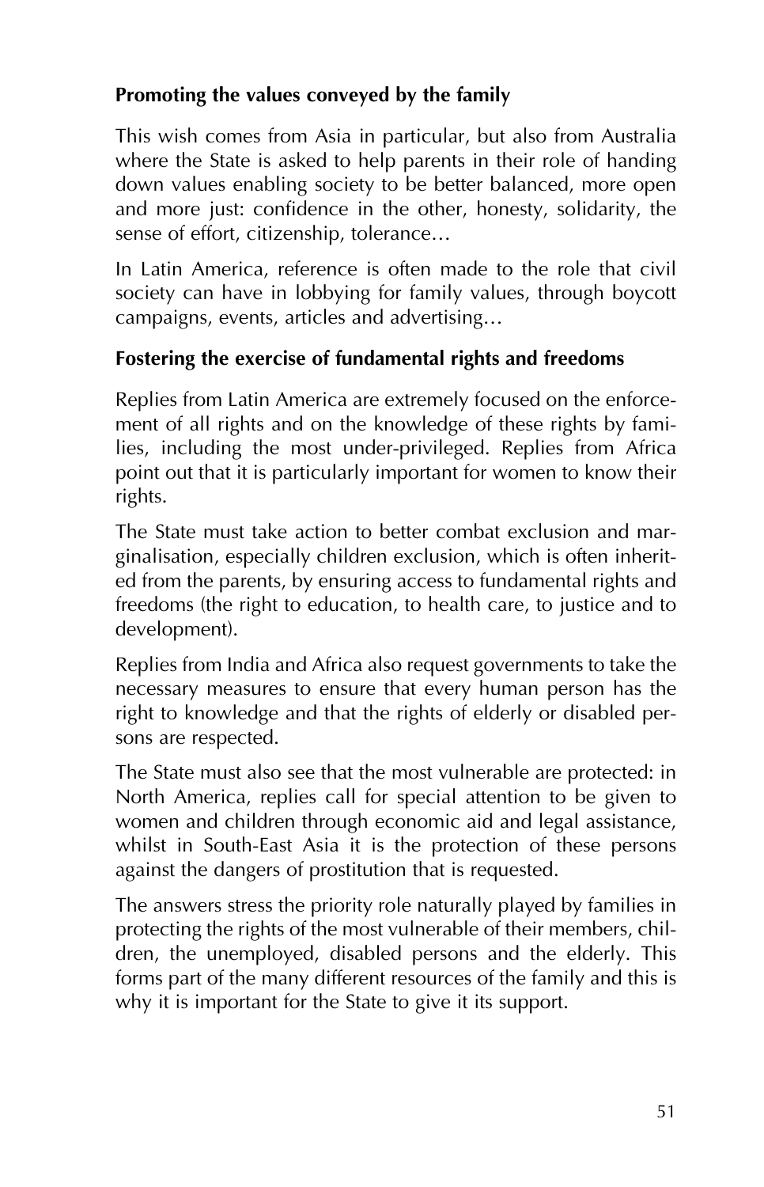### Promoting the values conveyed by the family

This wish comes from Asia in particular, but also from Australia where the State is asked to help parents in their role of handing down values enabling society to be better balanced, more open and more just: confidence in the other, honesty, solidarity, the sense of effort, citizenship, tolerance…

In Latin America, reference is often made to the role that civil society can have in lobbying for family values, through boycott campaigns, events, articles and advertising…

### Fostering the exercise of fundamental rights and freedoms

Replies from Latin America are extremely focused on the enforcement of all rights and on the knowledge of these rights by families, including the most under-privileged. Replies from Africa point out that it is particularly important for women to know their rights.

The State must take action to better combat exclusion and marginalisation, especially children exclusion, which is often inherited from the parents, by ensuring access to fundamental rights and freedoms (the right to education, to health care, to justice and to development).

Replies from India and Africa also request governments to take the necessary measures to ensure that every human person has the right to knowledge and that the rights of elderly or disabled persons are respected.

The State must also see that the most vulnerable are protected: in North America, replies call for special attention to be given to women and children through economic aid and legal assistance, whilst in South-East Asia it is the protection of these persons against the dangers of prostitution that is requested.

The answers stress the priority role naturally played by families in protecting the rights of the most vulnerable of their members, children, the unemployed, disabled persons and the elderly. This forms part of the many different resources of the family and this is why it is important for the State to give it its support.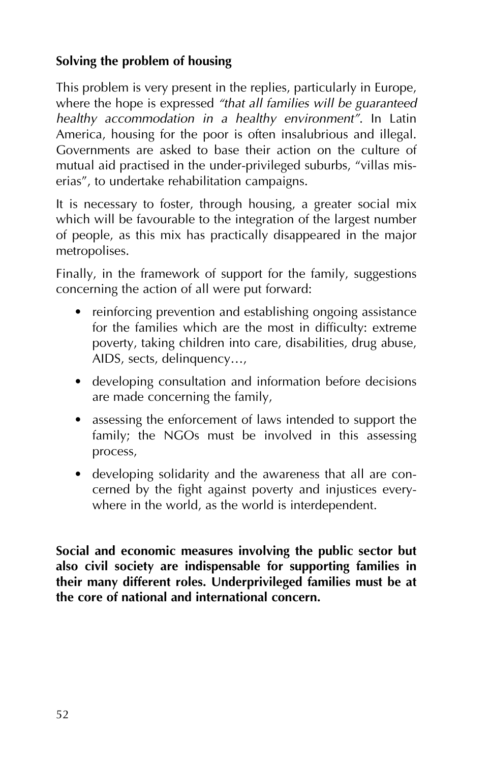### Solving the problem of housing

This problem is very present in the replies, particularly in Europe, where the hope is expressed *"that all families will be guaranteed healthy accommodation in a healthy environment"*. In Latin America, housing for the poor is often insalubrious and illegal. Governments are asked to base their action on the culture of mutual aid practised in the under-privileged suburbs, "villas miserias", to undertake rehabilitation campaigns.

It is necessary to foster, through housing, a greater social mix which will be favourable to the integration of the largest number of people, as this mix has practically disappeared in the major metropolises.

Finally, in the framework of support for the family, suggestions concerning the action of all were put forward:

- reinforcing prevention and establishing ongoing assistance for the families which are the most in difficulty: extreme poverty, taking children into care, disabilities, drug abuse, AIDS, sects, delinquency…,
- developing consultation and information before decisions are made concerning the family,
- assessing the enforcement of laws intended to support the family; the NGOs must be involved in this assessing process,
- developing solidarity and the awareness that all are concerned by the fight against poverty and injustices everywhere in the world, as the world is interdependent.

**Social and economic measures involving the public sector but also civil society are indispensable for supporting families in their many different roles. Underprivileged families must be at the core of national and international concern.**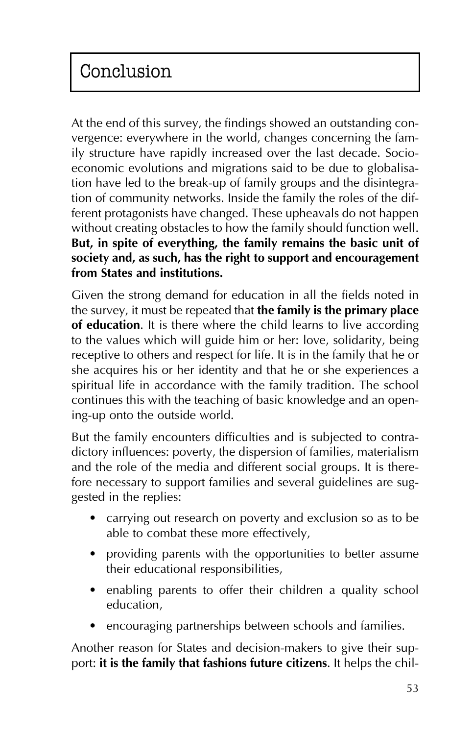# Conclusion

At the end of this survey, the findings showed an outstanding convergence: everywhere in the world, changes concerning the family structure have rapidly increased over the last decade. Socio-economic evolutions and migrations said to be due to globalisation have led to the break-up of family groups and the disintegration of community networks. Inside the family the roles of the different protagonists have changed. These upheavals do not happen without creating obstacles to how the family should function well. **But, in spite of everything, the family remains the basic unit of society and, as such, has the right to support and encouragement from States and institutions.**

Given the strong demand for education in all the fields noted in the survey, it must be repeated that **the family is the primary place of education**. It is there where the child learns to live according to the values which will guide him or her: love, solidarity, being receptive to others and respect for life. It is in the family that he or she acquires his or her identity and that he or she experiences a spiritual life in accordance with the family tradition. The school continues this with the teaching of basic knowledge and an opening-up onto the outside world.

But the family encounters difficulties and is subjected to contradictory influences: poverty, the dispersion of families, materialism and the role of the media and different social groups. It is therefore necessary to support families and several guidelines are suggested in the replies:

- carrying out research on poverty and exclusion so as to be able to combat these more effectively,
- providing parents with the opportunities to better assume their educational responsibilities,
- enabling parents to offer their children a quality school education,
- encouraging partnerships between schools and families.

Another reason for States and decision-makers to give their support: **it is the family that fashions future citizens**. It helps the chil-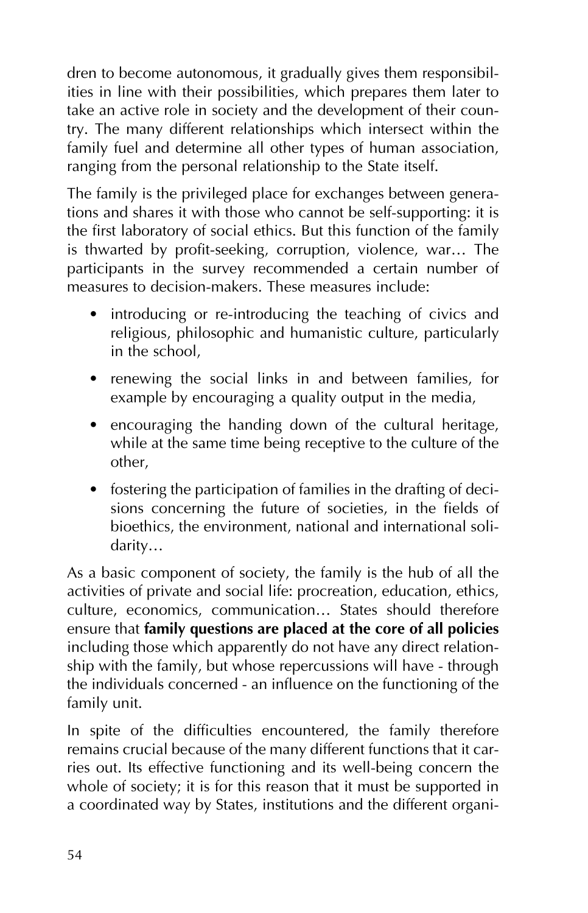dren to become autonomous, it gradually gives them responsibilities in line with their possibilities, which prepares them later to take an active role in society and the development of their country. The many different relationships which intersect within the family fuel and determine all other types of human association, ranging from the personal relationship to the State itself.

The family is the privileged place for exchanges between generations and shares it with those who cannot be self-supporting: it is the first laboratory of social ethics. But this function of the family is thwarted by profit-seeking, corruption, violence, war… The participants in the survey recommended a certain number of measures to decision-makers. These measures include:

- introducing or re-introducing the teaching of civics and religious, philosophic and humanistic culture, particularly in the school,
- renewing the social links in and between families, for example by encouraging a quality output in the media,
- encouraging the handing down of the cultural heritage, while at the same time being receptive to the culture of the other,
- fostering the participation of families in the drafting of decisions concerning the future of societies, in the fields of bioethics, the environment, national and international solidarity…

As a basic component of society, the family is the hub of all the activities of private and social life: procreation, education, ethics, culture, economics, communication… States should therefore ensure that **family questions are placed at the core of all policies** including those which apparently do not have any direct relationship with the family, but whose repercussions will have - through the individuals concerned - an influence on the functioning of the family unit.

In spite of the difficulties encountered, the family therefore remains crucial because of the many different functions that it carries out. Its effective functioning and its well-being concern the whole of society; it is for this reason that it must be supported in a coordinated way by States, institutions and the different organi-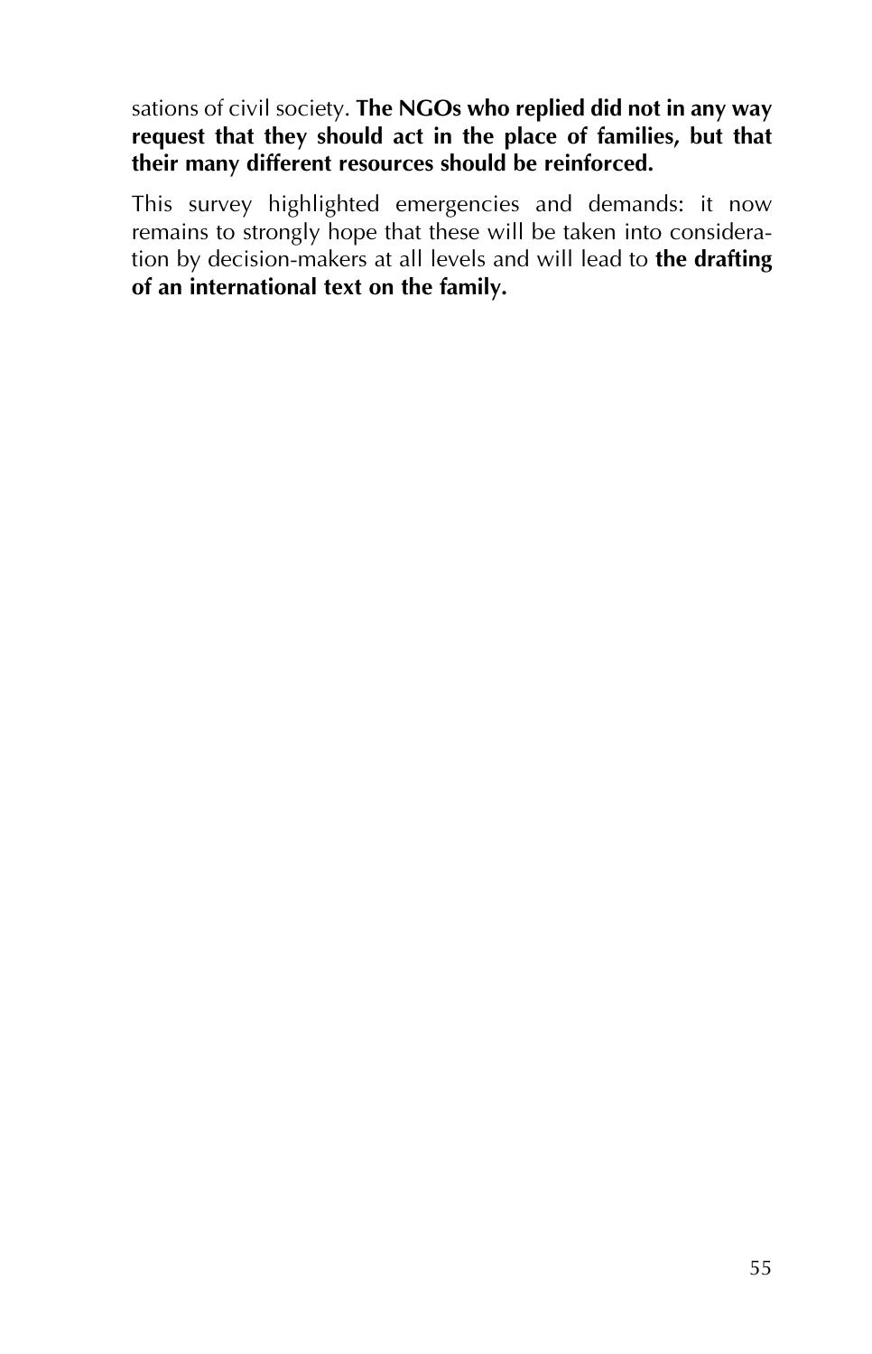sations of civil society. **The NGOs who replied did not in any way request that they should act in the place of families, but that their many different resources should be reinforced.**

This survey highlighted emergencies and demands: it now remains to strongly hope that these will be taken into consideration by decision-makers at all levels and will lead to **the drafting of an international text on the family.**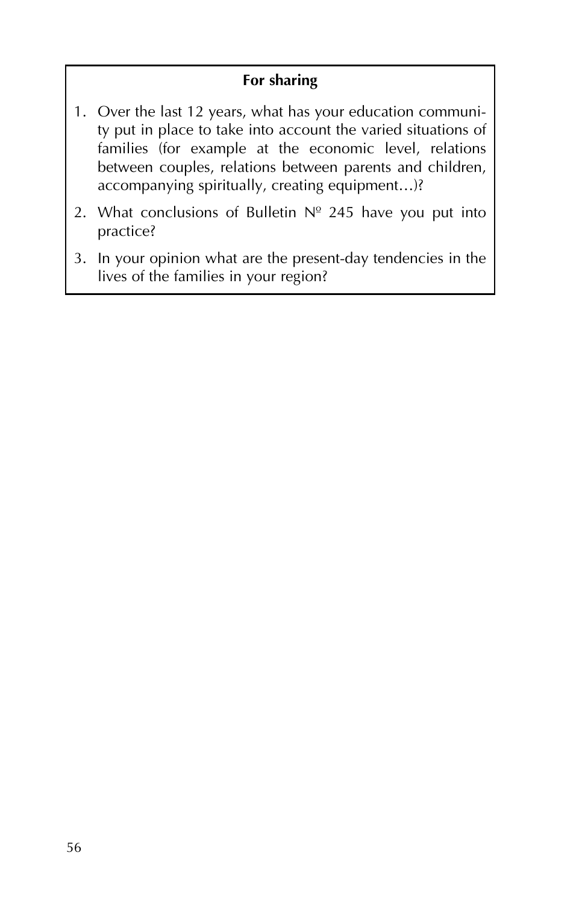**For sharing**

1. Over the last 12 years, what has your education community put in place to take into account the varied situations of families (for example at the economic level, relations between couples, relations between parents and children, accompanying spiritually, creating equipment…)?
2. What conclusions of Bulletin Nº 245 have you put into practice?
3. In your opinion what are the present-day tendencies in the lives of the families in your region?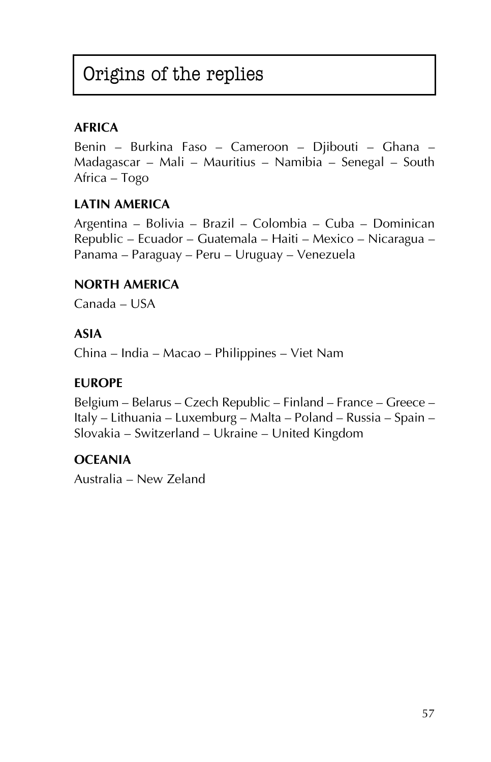# Origins of the replies

**AFRICA**

Benin – Burkina Faso – Cameroon – Djibouti – Ghana – Madagascar – Mali – Mauritius – Namibia – Senegal – South Africa – Togo

**LATIN AMERICA**

Argentina – Bolivia – Brazil – Colombia – Cuba – Dominican Republic – Ecuador – Guatemala – Haiti – Mexico – Nicaragua – Panama – Paraguay – Peru – Uruguay – Venezuela

**NORTH AMERICA**

Canada – USA

**ASIA**

China – India – Macao – Philippines – Viet Nam

**EUROPE**

Belgium – Belarus – Czech Republic – Finland – France – Greece – Italy – Lithuania – Luxemburg – Malta – Poland – Russia – Spain – Slovakia – Switzerland – Ukraine – United Kingdom

**OCEANIA**

Australia – New Zeland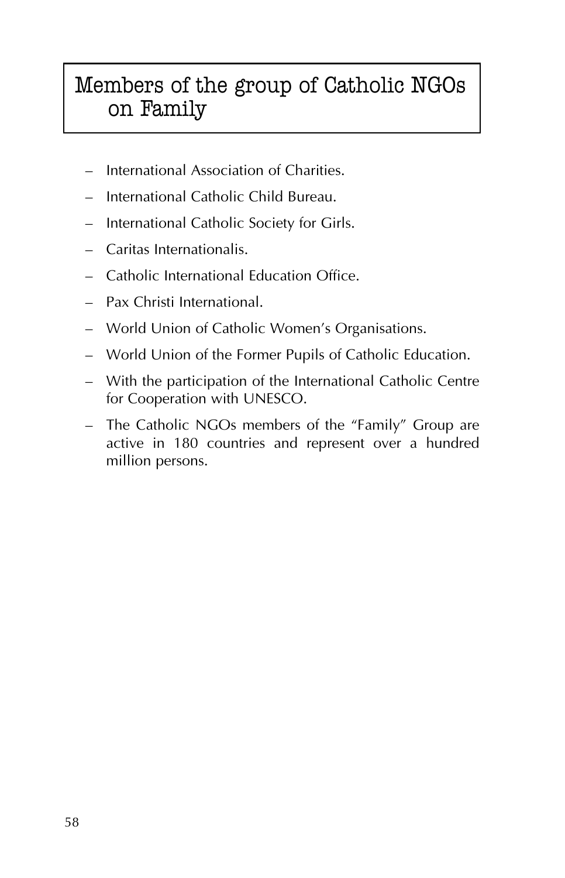# Members of the group of Catholic NGOs on Family

- International Association of Charities.
- International Catholic Child Bureau.
- International Catholic Society for Girls.
- Caritas Internationalis.
- Catholic International Education Office.
- Pax Christi International.
- World Union of Catholic Women's Organisations.
- World Union of the Former Pupils of Catholic Education.
- With the participation of the International Catholic Centre for Cooperation with UNESCO.
- The Catholic NGOs members of the "Family" Group are active in 180 countries and represent over a hundred million persons.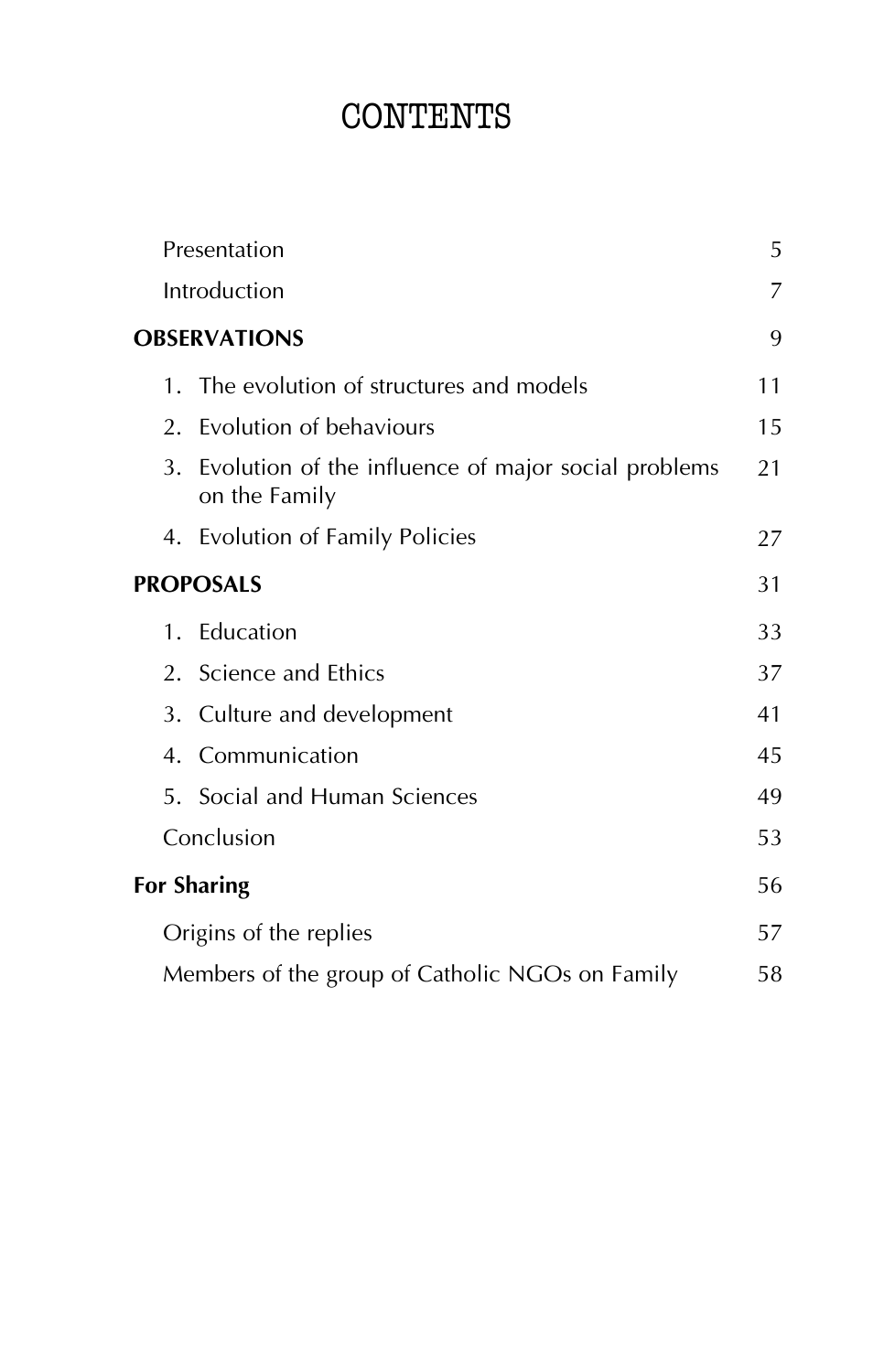# CONTENTS

| | |
|---|---|
| Presentation | 5 |
| Introduction | 7 |
| **OBSERVATIONS** | 9 |
| 1. The evolution of structures and models | 11 |
| 2. Evolution of behaviours | 15 |
| 3. Evolution of the influence of major social problems on the Family | 21 |
| 4. Evolution of Family Policies | 27 |
| **PROPOSALS** | 31 |
| 1. Education | 33 |
| 2. Science and Ethics | 37 |
| 3. Culture and development | 41 |
| 4. Communication | 45 |
| 5. Social and Human Sciences | 49 |
| Conclusion | 53 |
| **For Sharing** | 56 |
| Origins of the replies | 57 |
| Members of the group of Catholic NGOs on Family | 58 |